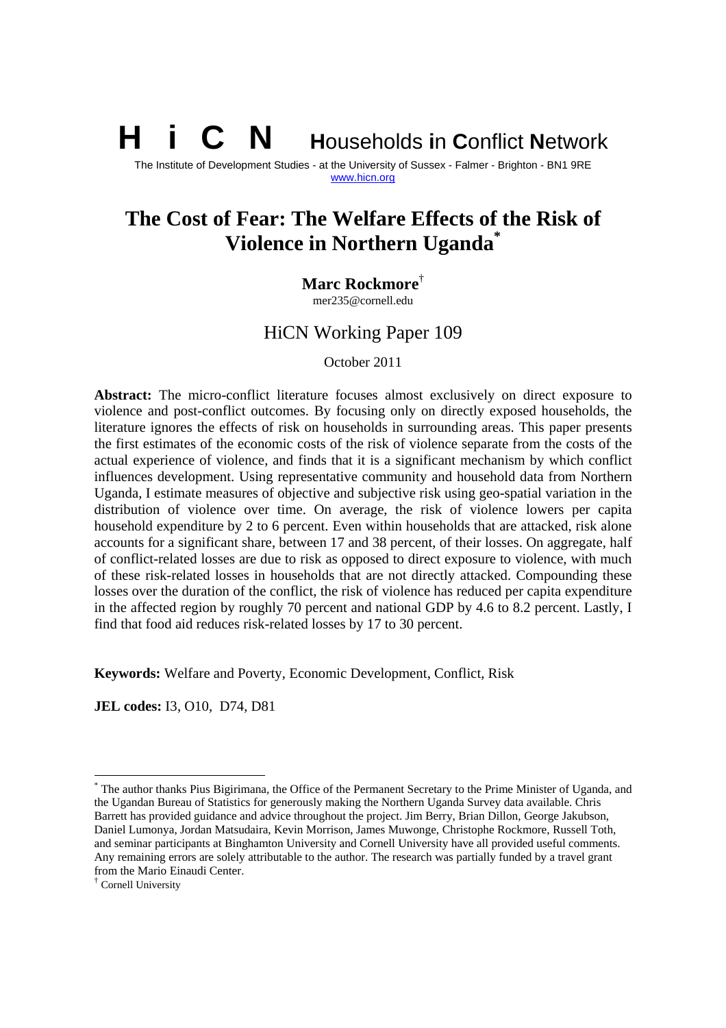# H i C N Households in Conflict Network

The Institute of Development Studies - at the University of Sussex - Falmer - Brighton - BN1 9RE
www.hicn.org

## The Cost of Fear: The Welfare Effects of the Risk of Violence in Northern Uganda[*]

**Marc Rockmore**[†]
mer235@cornell.edu

### HiCN Working Paper 109

October 2011

**Abstract:** The micro-conflict literature focuses almost exclusively on direct exposure to violence and post-conflict outcomes. By focusing only on directly exposed households, the literature ignores the effects of risk on households in surrounding areas. This paper presents the first estimates of the economic costs of the risk of violence separate from the costs of the actual experience of violence, and finds that it is a significant mechanism by which conflict influences development. Using representative community and household data from Northern Uganda, I estimate measures of objective and subjective risk using geo-spatial variation in the distribution of violence over time. On average, the risk of violence lowers per capita household expenditure by 2 to 6 percent. Even within households that are attacked, risk alone accounts for a significant share, between 17 and 38 percent, of their losses. On aggregate, half of conflict-related losses are due to risk as opposed to direct exposure to violence, with much of these risk-related losses in households that are not directly attacked. Compounding these losses over the duration of the conflict, the risk of violence has reduced per capita expenditure in the affected region by roughly 70 percent and national GDP by 4.6 to 8.2 percent. Lastly, I find that food aid reduces risk-related losses by 17 to 30 percent.

**Keywords:** Welfare and Poverty, Economic Development, Conflict, Risk

**JEL codes:** I3, O10, D74, D81

---

[*] The author thanks Pius Bigirimana, the Office of the Permanent Secretary to the Prime Minister of Uganda, and the Ugandan Bureau of Statistics for generously making the Northern Uganda Survey data available. Chris Barrett has provided guidance and advice throughout the project. Jim Berry, Brian Dillon, George Jakubson, Daniel Lumonya, Jordan Matsudaira, Kevin Morrison, James Muwonge, Christophe Rockmore, Russell Toth, and seminar participants at Binghamton University and Cornell University have all provided useful comments. Any remaining errors are solely attributable to the author. The research was partially funded by a travel grant from the Mario Einaudi Center.

[†] Cornell University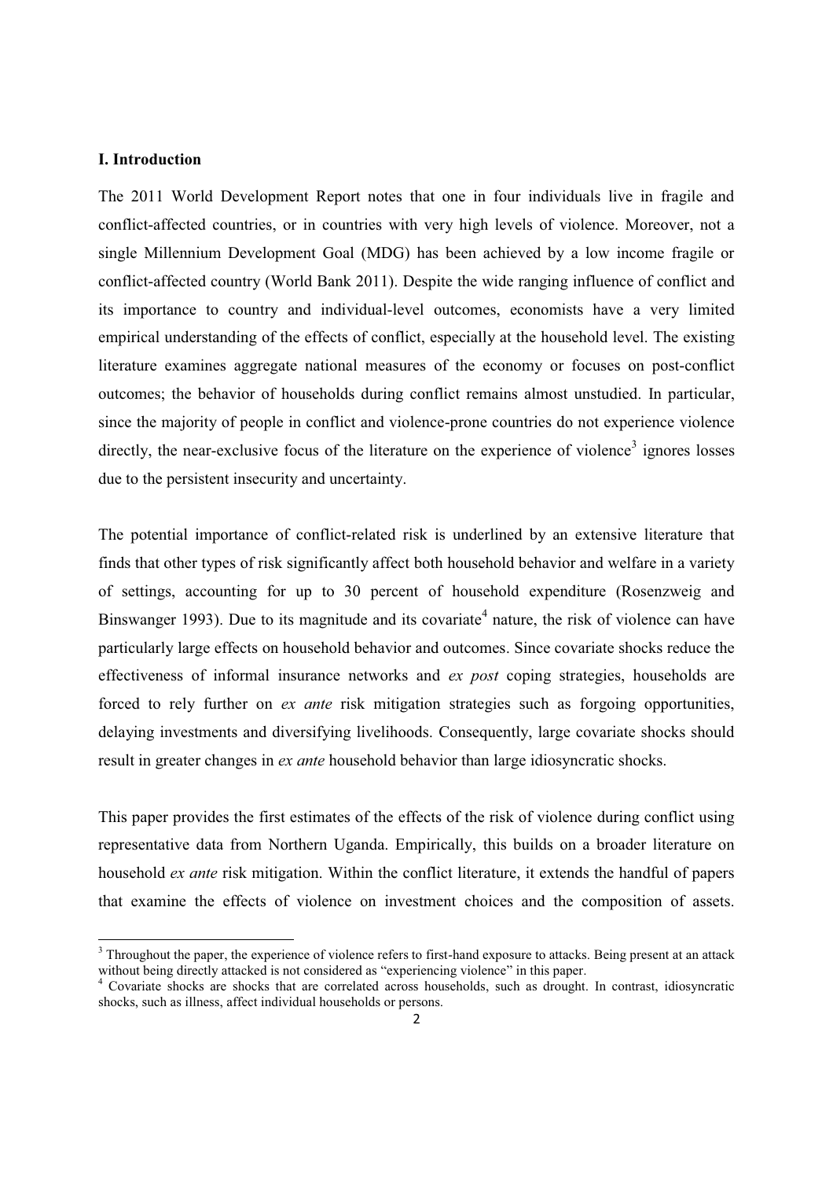### I. Introduction

The 2011 World Development Report notes that one in four individuals live in fragile and conflict-affected countries, or in countries with very high levels of violence. Moreover, not a single Millennium Development Goal (MDG) has been achieved by a low income fragile or conflict-affected country (World Bank 2011). Despite the wide ranging influence of conflict and its importance to country and individual-level outcomes, economists have a very limited empirical understanding of the effects of conflict, especially at the household level. The existing literature examines aggregate national measures of the economy or focuses on post-conflict outcomes; the behavior of households during conflict remains almost unstudied. In particular, since the majority of people in conflict and violence-prone countries do not experience violence directly, the near-exclusive focus of the literature on the experience of violence[3] ignores losses due to the persistent insecurity and uncertainty.

The potential importance of conflict-related risk is underlined by an extensive literature that finds that other types of risk significantly affect both household behavior and welfare in a variety of settings, accounting for up to 30 percent of household expenditure (Rosenzweig and Binswanger 1993). Due to its magnitude and its covariate[4] nature, the risk of violence can have particularly large effects on household behavior and outcomes. Since covariate shocks reduce the effectiveness of informal insurance networks and *ex post* coping strategies, households are forced to rely further on *ex ante* risk mitigation strategies such as forgoing opportunities, delaying investments and diversifying livelihoods. Consequently, large covariate shocks should result in greater changes in *ex ante* household behavior than large idiosyncratic shocks.

This paper provides the first estimates of the effects of the risk of violence during conflict using representative data from Northern Uganda. Empirically, this builds on a broader literature on household *ex ante* risk mitigation. Within the conflict literature, it extends the handful of papers that examine the effects of violence on investment choices and the composition of assets.

[3] Throughout the paper, the experience of violence refers to first-hand exposure to attacks. Being present at an attack without being directly attacked is not considered as "experiencing violence" in this paper.

[4] Covariate shocks are shocks that are correlated across households, such as drought. In contrast, idiosyncratic shocks, such as illness, affect individual households or persons.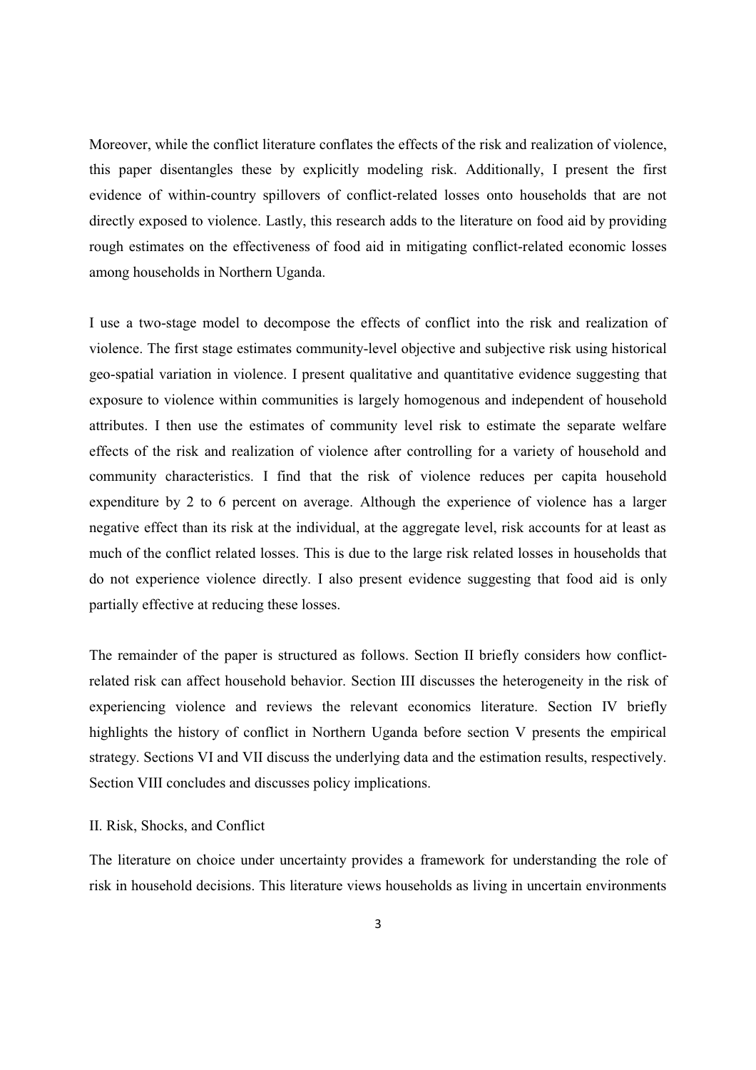Moreover, while the conflict literature conflates the effects of the risk and realization of violence, this paper disentangles these by explicitly modeling risk. Additionally, I present the first evidence of within-country spillovers of conflict-related losses onto households that are not directly exposed to violence. Lastly, this research adds to the literature on food aid by providing rough estimates on the effectiveness of food aid in mitigating conflict-related economic losses among households in Northern Uganda.

I use a two-stage model to decompose the effects of conflict into the risk and realization of violence. The first stage estimates community-level objective and subjective risk using historical geo-spatial variation in violence. I present qualitative and quantitative evidence suggesting that exposure to violence within communities is largely homogenous and independent of household attributes. I then use the estimates of community level risk to estimate the separate welfare effects of the risk and realization of violence after controlling for a variety of household and community characteristics. I find that the risk of violence reduces per capita household expenditure by 2 to 6 percent on average. Although the experience of violence has a larger negative effect than its risk at the individual, at the aggregate level, risk accounts for at least as much of the conflict related losses. This is due to the large risk related losses in households that do not experience violence directly. I also present evidence suggesting that food aid is only partially effective at reducing these losses.

The remainder of the paper is structured as follows. Section II briefly considers how conflict-related risk can affect household behavior. Section III discusses the heterogeneity in the risk of experiencing violence and reviews the relevant economics literature. Section IV briefly highlights the history of conflict in Northern Uganda before section V presents the empirical strategy. Sections VI and VII discuss the underlying data and the estimation results, respectively. Section VIII concludes and discusses policy implications.

## II. Risk, Shocks, and Conflict

The literature on choice under uncertainty provides a framework for understanding the role of risk in household decisions. This literature views households as living in uncertain environments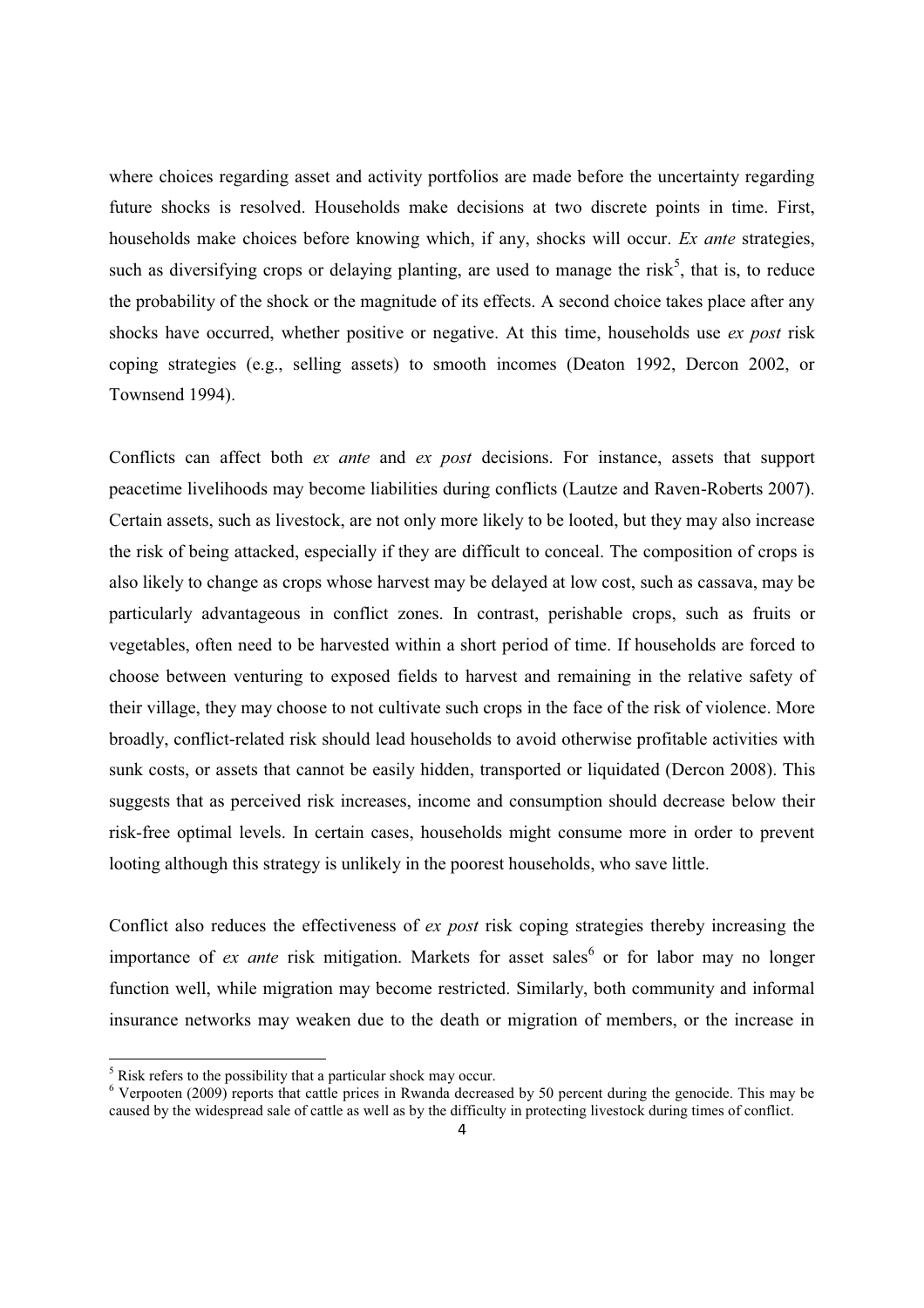where choices regarding asset and activity portfolios are made before the uncertainty regarding future shocks is resolved. Households make decisions at two discrete points in time. First, households make choices before knowing which, if any, shocks will occur. *Ex ante* strategies, such as diversifying crops or delaying planting, are used to manage the risk[5], that is, to reduce the probability of the shock or the magnitude of its effects. A second choice takes place after any shocks have occurred, whether positive or negative. At this time, households use *ex post* risk coping strategies (e.g., selling assets) to smooth incomes (Deaton 1992, Dercon 2002, or Townsend 1994).

Conflicts can affect both *ex ante* and *ex post* decisions. For instance, assets that support peacetime livelihoods may become liabilities during conflicts (Lautze and Raven-Roberts 2007). Certain assets, such as livestock, are not only more likely to be looted, but they may also increase the risk of being attacked, especially if they are difficult to conceal. The composition of crops is also likely to change as crops whose harvest may be delayed at low cost, such as cassava, may be particularly advantageous in conflict zones. In contrast, perishable crops, such as fruits or vegetables, often need to be harvested within a short period of time. If households are forced to choose between venturing to exposed fields to harvest and remaining in the relative safety of their village, they may choose to not cultivate such crops in the face of the risk of violence. More broadly, conflict-related risk should lead households to avoid otherwise profitable activities with sunk costs, or assets that cannot be easily hidden, transported or liquidated (Dercon 2008). This suggests that as perceived risk increases, income and consumption should decrease below their risk-free optimal levels. In certain cases, households might consume more in order to prevent looting although this strategy is unlikely in the poorest households, who save little.

Conflict also reduces the effectiveness of *ex post* risk coping strategies thereby increasing the importance of *ex ante* risk mitigation. Markets for asset sales[6] or for labor may no longer function well, while migration may become restricted. Similarly, both community and informal insurance networks may weaken due to the death or migration of members, or the increase in

[5] Risk refers to the possibility that a particular shock may occur.

[6] Verpooten (2009) reports that cattle prices in Rwanda decreased by 50 percent during the genocide. This may be caused by the widespread sale of cattle as well as by the difficulty in protecting livestock during times of conflict.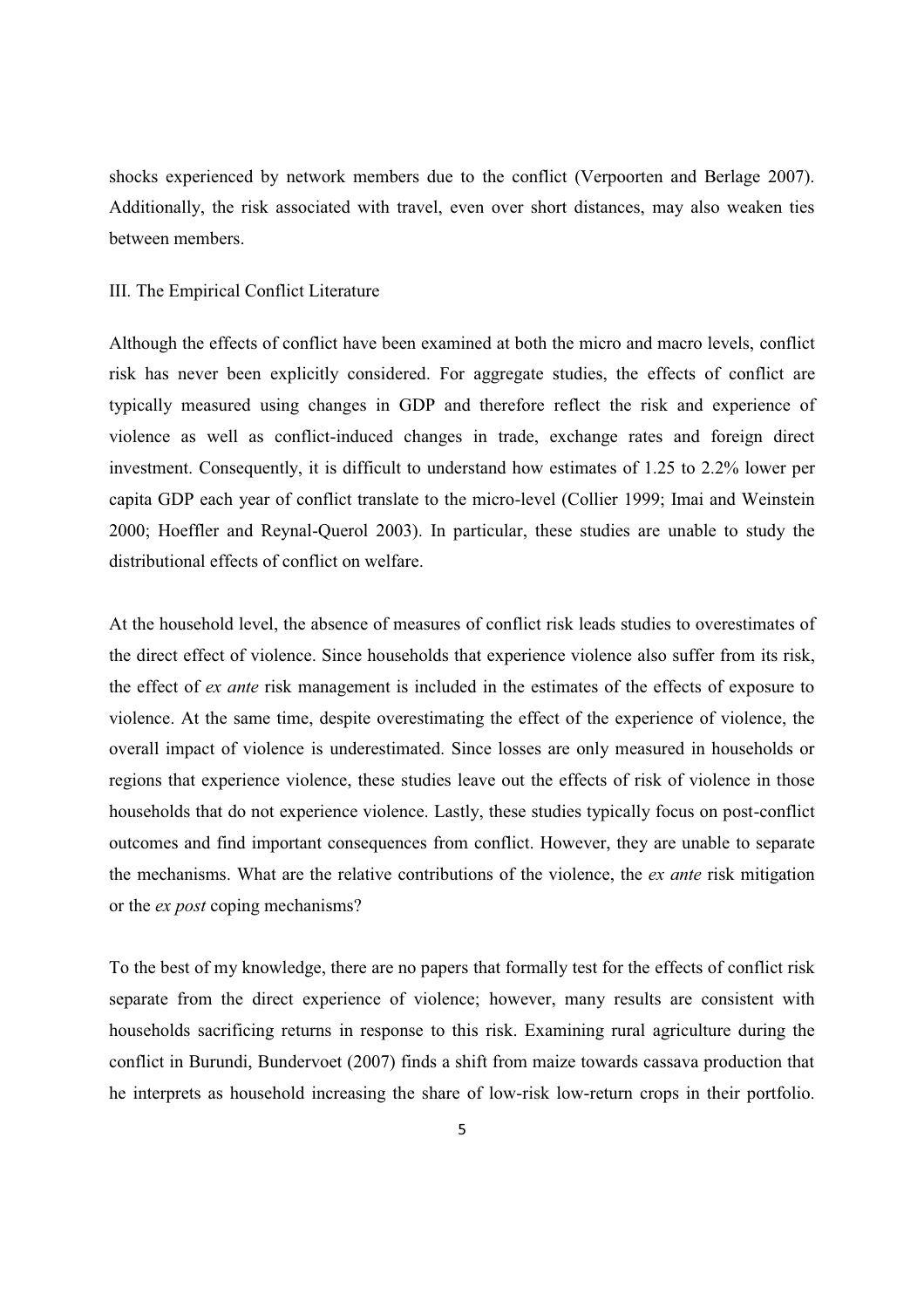shocks experienced by network members due to the conflict (Verpoorten and Berlage 2007). Additionally, the risk associated with travel, even over short distances, may also weaken ties between members.

## III. The Empirical Conflict Literature

Although the effects of conflict have been examined at both the micro and macro levels, conflict risk has never been explicitly considered. For aggregate studies, the effects of conflict are typically measured using changes in GDP and therefore reflect the risk and experience of violence as well as conflict-induced changes in trade, exchange rates and foreign direct investment. Consequently, it is difficult to understand how estimates of 1.25 to 2.2% lower per capita GDP each year of conflict translate to the micro-level (Collier 1999; Imai and Weinstein 2000; Hoeffler and Reynal-Querol 2003). In particular, these studies are unable to study the distributional effects of conflict on welfare.

At the household level, the absence of measures of conflict risk leads studies to overestimates of the direct effect of violence. Since households that experience violence also suffer from its risk, the effect of *ex ante* risk management is included in the estimates of the effects of exposure to violence. At the same time, despite overestimating the effect of the experience of violence, the overall impact of violence is underestimated. Since losses are only measured in households or regions that experience violence, these studies leave out the effects of risk of violence in those households that do not experience violence. Lastly, these studies typically focus on post-conflict outcomes and find important consequences from conflict. However, they are unable to separate the mechanisms. What are the relative contributions of the violence, the *ex ante* risk mitigation or the *ex post* coping mechanisms?

To the best of my knowledge, there are no papers that formally test for the effects of conflict risk separate from the direct experience of violence; however, many results are consistent with households sacrificing returns in response to this risk. Examining rural agriculture during the conflict in Burundi, Bundervoet (2007) finds a shift from maize towards cassava production that he interprets as household increasing the share of low-risk low-return crops in their portfolio.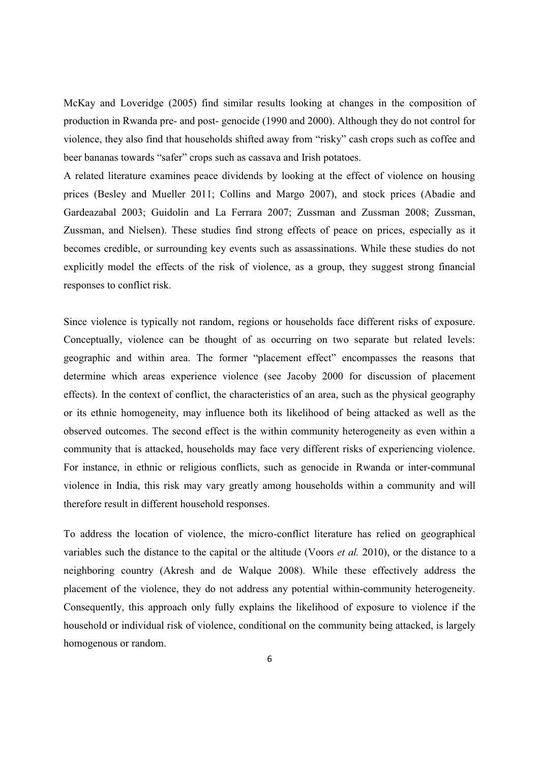McKay and Loveridge (2005) find similar results looking at changes in the composition of production in Rwanda pre- and post- genocide (1990 and 2000). Although they do not control for violence, they also find that households shifted away from "risky" cash crops such as coffee and beer bananas towards "safer" crops such as cassava and Irish potatoes.

A related literature examines peace dividends by looking at the effect of violence on housing prices (Besley and Mueller 2011; Collins and Margo 2007), and stock prices (Abadie and Gardeazabal 2003; Guidolin and La Ferrara 2007; Zussman and Zussman 2008; Zussman, Zussman, and Nielsen). These studies find strong effects of peace on prices, especially as it becomes credible, or surrounding key events such as assassinations. While these studies do not explicitly model the effects of the risk of violence, as a group, they suggest strong financial responses to conflict risk.

Since violence is typically not random, regions or households face different risks of exposure. Conceptually, violence can be thought of as occurring on two separate but related levels: geographic and within area. The former "placement effect" encompasses the reasons that determine which areas experience violence (see Jacoby 2000 for discussion of placement effects). In the context of conflict, the characteristics of an area, such as the physical geography or its ethnic homogeneity, may influence both its likelihood of being attacked as well as the observed outcomes. The second effect is the within community heterogeneity as even within a community that is attacked, households may face very different risks of experiencing violence. For instance, in ethnic or religious conflicts, such as genocide in Rwanda or inter-communal violence in India, this risk may vary greatly among households within a community and will therefore result in different household responses.

To address the location of violence, the micro-conflict literature has relied on geographical variables such the distance to the capital or the altitude (Voors *et al.* 2010), or the distance to a neighboring country (Akresh and de Walque 2008). While these effectively address the placement of the violence, they do not address any potential within-community heterogeneity. Consequently, this approach only fully explains the likelihood of exposure to violence if the household or individual risk of violence, conditional on the community being attacked, is largely homogenous or random.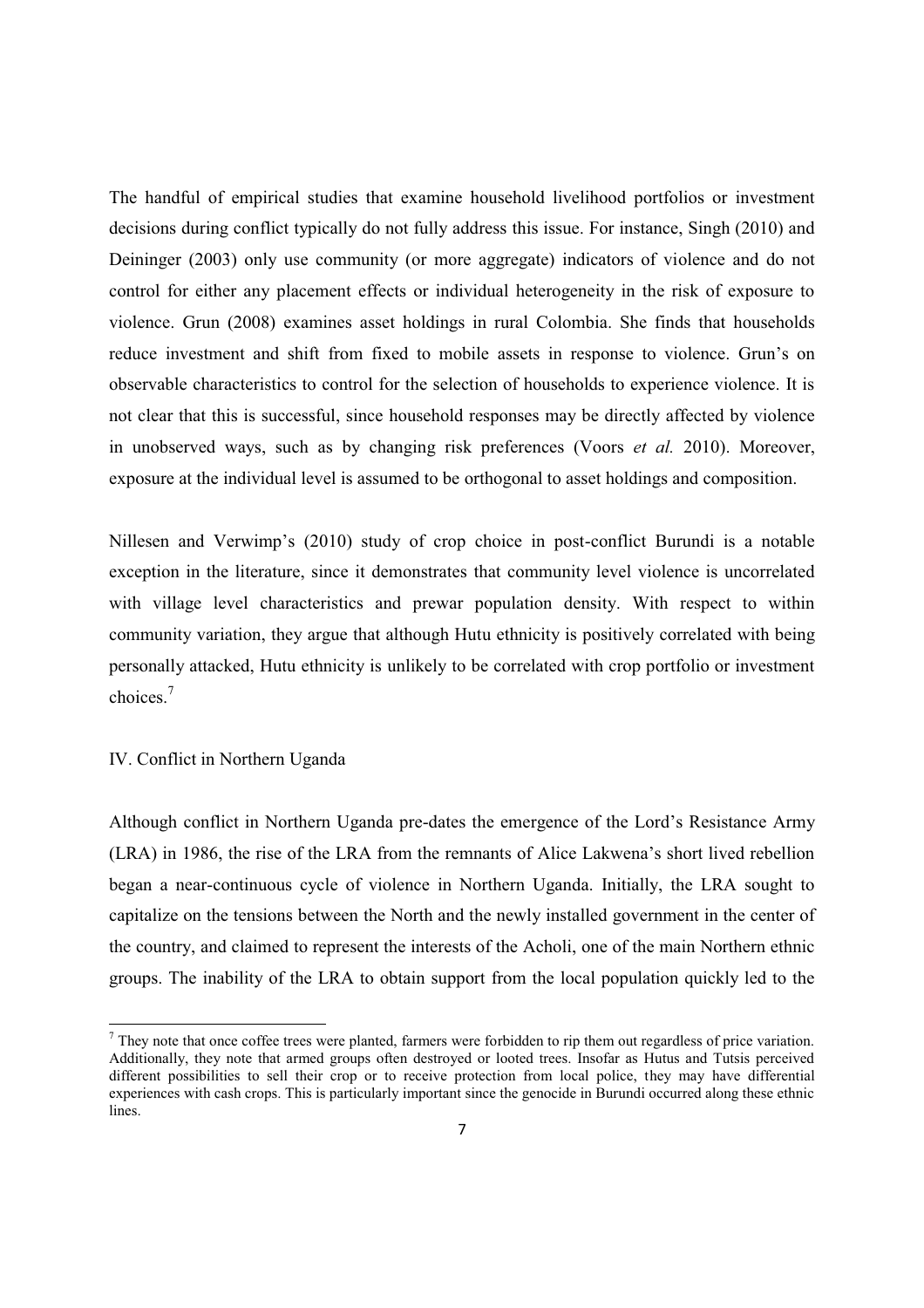The handful of empirical studies that examine household livelihood portfolios or investment decisions during conflict typically do not fully address this issue. For instance, Singh (2010) and Deininger (2003) only use community (or more aggregate) indicators of violence and do not control for either any placement effects or individual heterogeneity in the risk of exposure to violence. Grun (2008) examines asset holdings in rural Colombia. She finds that households reduce investment and shift from fixed to mobile assets in response to violence. Grun's on observable characteristics to control for the selection of households to experience violence. It is not clear that this is successful, since household responses may be directly affected by violence in unobserved ways, such as by changing risk preferences (Voors *et al.* 2010). Moreover, exposure at the individual level is assumed to be orthogonal to asset holdings and composition.

Nillesen and Verwimp's (2010) study of crop choice in post-conflict Burundi is a notable exception in the literature, since it demonstrates that community level violence is uncorrelated with village level characteristics and prewar population density. With respect to within community variation, they argue that although Hutu ethnicity is positively correlated with being personally attacked, Hutu ethnicity is unlikely to be correlated with crop portfolio or investment choices.[7]

## IV. Conflict in Northern Uganda

Although conflict in Northern Uganda pre-dates the emergence of the Lord's Resistance Army (LRA) in 1986, the rise of the LRA from the remnants of Alice Lakwena's short lived rebellion began a near-continuous cycle of violence in Northern Uganda. Initially, the LRA sought to capitalize on the tensions between the North and the newly installed government in the center of the country, and claimed to represent the interests of the Acholi, one of the main Northern ethnic groups. The inability of the LRA to obtain support from the local population quickly led to the

[7] They note that once coffee trees were planted, farmers were forbidden to rip them out regardless of price variation. Additionally, they note that armed groups often destroyed or looted trees. Insofar as Hutus and Tutsis perceived different possibilities to sell their crop or to receive protection from local police, they may have differential experiences with cash crops. This is particularly important since the genocide in Burundi occurred along these ethnic lines.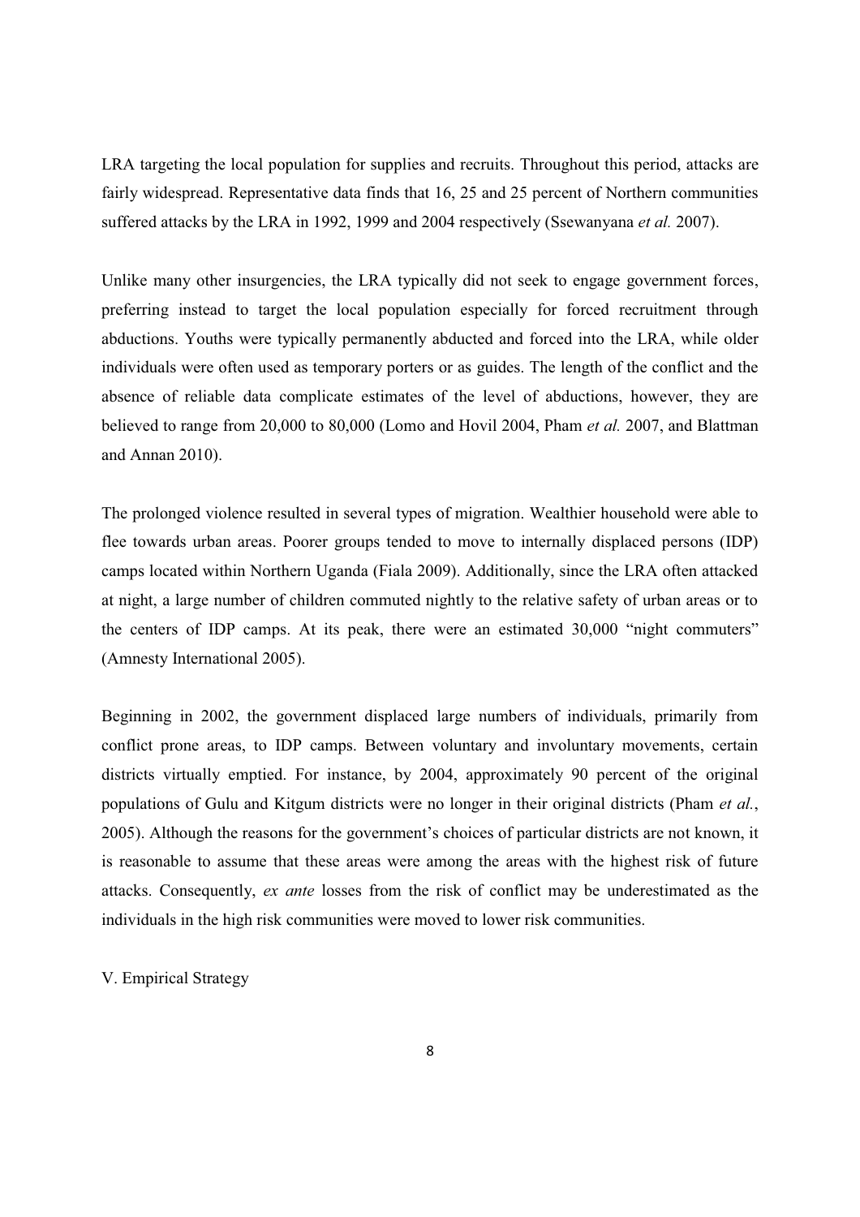LRA targeting the local population for supplies and recruits. Throughout this period, attacks are fairly widespread. Representative data finds that 16, 25 and 25 percent of Northern communities suffered attacks by the LRA in 1992, 1999 and 2004 respectively (Ssewanyana *et al.* 2007).

Unlike many other insurgencies, the LRA typically did not seek to engage government forces, preferring instead to target the local population especially for forced recruitment through abductions. Youths were typically permanently abducted and forced into the LRA, while older individuals were often used as temporary porters or as guides. The length of the conflict and the absence of reliable data complicate estimates of the level of abductions, however, they are believed to range from 20,000 to 80,000 (Lomo and Hovil 2004, Pham *et al.* 2007, and Blattman and Annan 2010).

The prolonged violence resulted in several types of migration. Wealthier household were able to flee towards urban areas. Poorer groups tended to move to internally displaced persons (IDP) camps located within Northern Uganda (Fiala 2009). Additionally, since the LRA often attacked at night, a large number of children commuted nightly to the relative safety of urban areas or to the centers of IDP camps. At its peak, there were an estimated 30,000 "night commuters" (Amnesty International 2005).

Beginning in 2002, the government displaced large numbers of individuals, primarily from conflict prone areas, to IDP camps. Between voluntary and involuntary movements, certain districts virtually emptied. For instance, by 2004, approximately 90 percent of the original populations of Gulu and Kitgum districts were no longer in their original districts (Pham *et al.*, 2005). Although the reasons for the government's choices of particular districts are not known, it is reasonable to assume that these areas were among the areas with the highest risk of future attacks. Consequently, *ex ante* losses from the risk of conflict may be underestimated as the individuals in the high risk communities were moved to lower risk communities.

## V. Empirical Strategy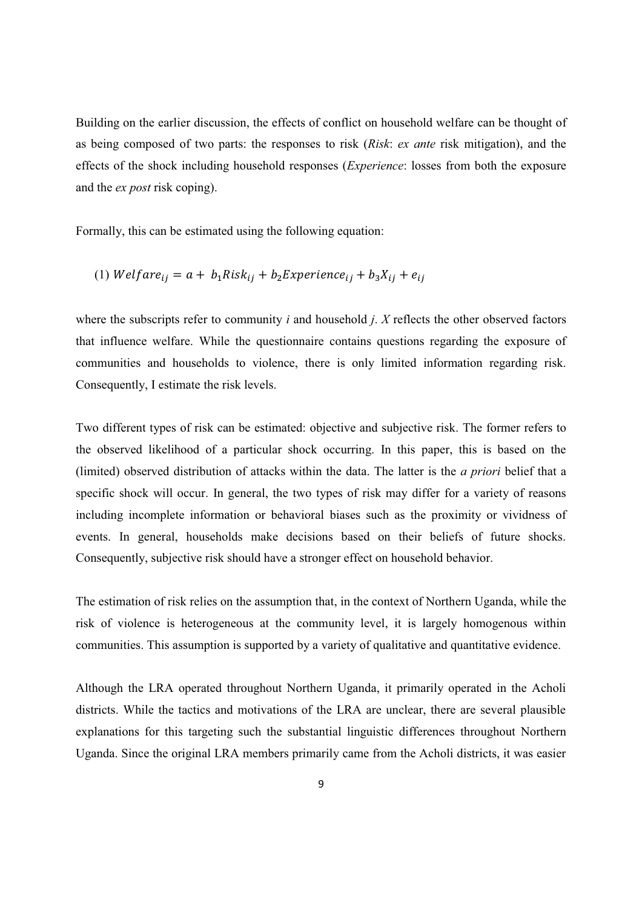Building on the earlier discussion, the effects of conflict on household welfare can be thought of as being composed of two parts: the responses to risk (*Risk*: *ex ante* risk mitigation), and the effects of the shock including household responses (*Experience*: losses from both the exposure and the *ex post* risk coping).

Formally, this can be estimated using the following equation:

$$(1)\ Welfare_{ij} = a + b_1 Risk_{ij} + b_2 Experience_{ij} + b_3 X_{ij} + e_{ij}$$

where the subscripts refer to community $i$ and household $j$. $X$ reflects the other observed factors that influence welfare. While the questionnaire contains questions regarding the exposure of communities and households to violence, there is only limited information regarding risk. Consequently, I estimate the risk levels.

Two different types of risk can be estimated: objective and subjective risk. The former refers to the observed likelihood of a particular shock occurring. In this paper, this is based on the (limited) observed distribution of attacks within the data. The latter is the *a priori* belief that a specific shock will occur. In general, the two types of risk may differ for a variety of reasons including incomplete information or behavioral biases such as the proximity or vividness of events. In general, households make decisions based on their beliefs of future shocks. Consequently, subjective risk should have a stronger effect on household behavior.

The estimation of risk relies on the assumption that, in the context of Northern Uganda, while the risk of violence is heterogeneous at the community level, it is largely homogenous within communities. This assumption is supported by a variety of qualitative and quantitative evidence.

Although the LRA operated throughout Northern Uganda, it primarily operated in the Acholi districts. While the tactics and motivations of the LRA are unclear, there are several plausible explanations for this targeting such the substantial linguistic differences throughout Northern Uganda. Since the original LRA members primarily came from the Acholi districts, it was easier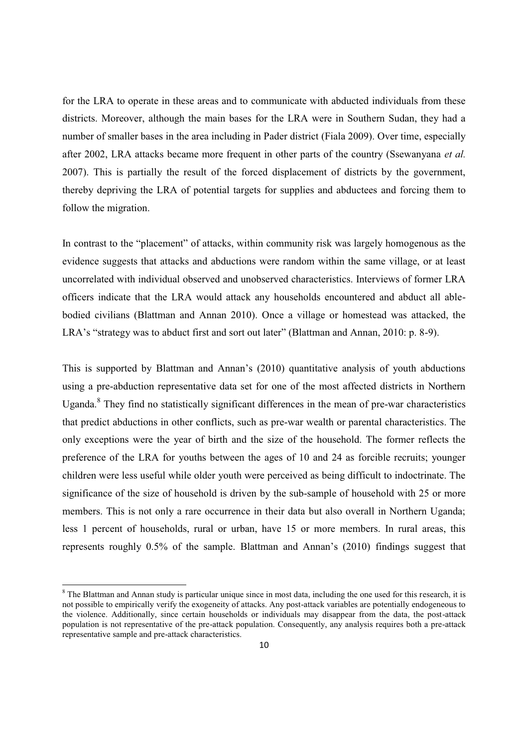for the LRA to operate in these areas and to communicate with abducted individuals from these districts. Moreover, although the main bases for the LRA were in Southern Sudan, they had a number of smaller bases in the area including in Pader district (Fiala 2009). Over time, especially after 2002, LRA attacks became more frequent in other parts of the country (Ssewanyana *et al.* 2007). This is partially the result of the forced displacement of districts by the government, thereby depriving the LRA of potential targets for supplies and abductees and forcing them to follow the migration.

In contrast to the "placement" of attacks, within community risk was largely homogenous as the evidence suggests that attacks and abductions were random within the same village, or at least uncorrelated with individual observed and unobserved characteristics. Interviews of former LRA officers indicate that the LRA would attack any households encountered and abduct all able-bodied civilians (Blattman and Annan 2010). Once a village or homestead was attacked, the LRA's "strategy was to abduct first and sort out later" (Blattman and Annan, 2010: p. 8-9).

This is supported by Blattman and Annan's (2010) quantitative analysis of youth abductions using a pre-abduction representative data set for one of the most affected districts in Northern Uganda.[8] They find no statistically significant differences in the mean of pre-war characteristics that predict abductions in other conflicts, such as pre-war wealth or parental characteristics. The only exceptions were the year of birth and the size of the household. The former reflects the preference of the LRA for youths between the ages of 10 and 24 as forcible recruits; younger children were less useful while older youth were perceived as being difficult to indoctrinate. The significance of the size of household is driven by the sub-sample of household with 25 or more members. This is not only a rare occurrence in their data but also overall in Northern Uganda; less 1 percent of households, rural or urban, have 15 or more members. In rural areas, this represents roughly 0.5% of the sample. Blattman and Annan's (2010) findings suggest that

[8] The Blattman and Annan study is particular unique since in most data, including the one used for this research, it is not possible to empirically verify the exogeneity of attacks. Any post-attack variables are potentially endogeneous to the violence. Additionally, since certain households or individuals may disappear from the data, the post-attack population is not representative of the pre-attack population. Consequently, any analysis requires both a pre-attack representative sample and pre-attack characteristics.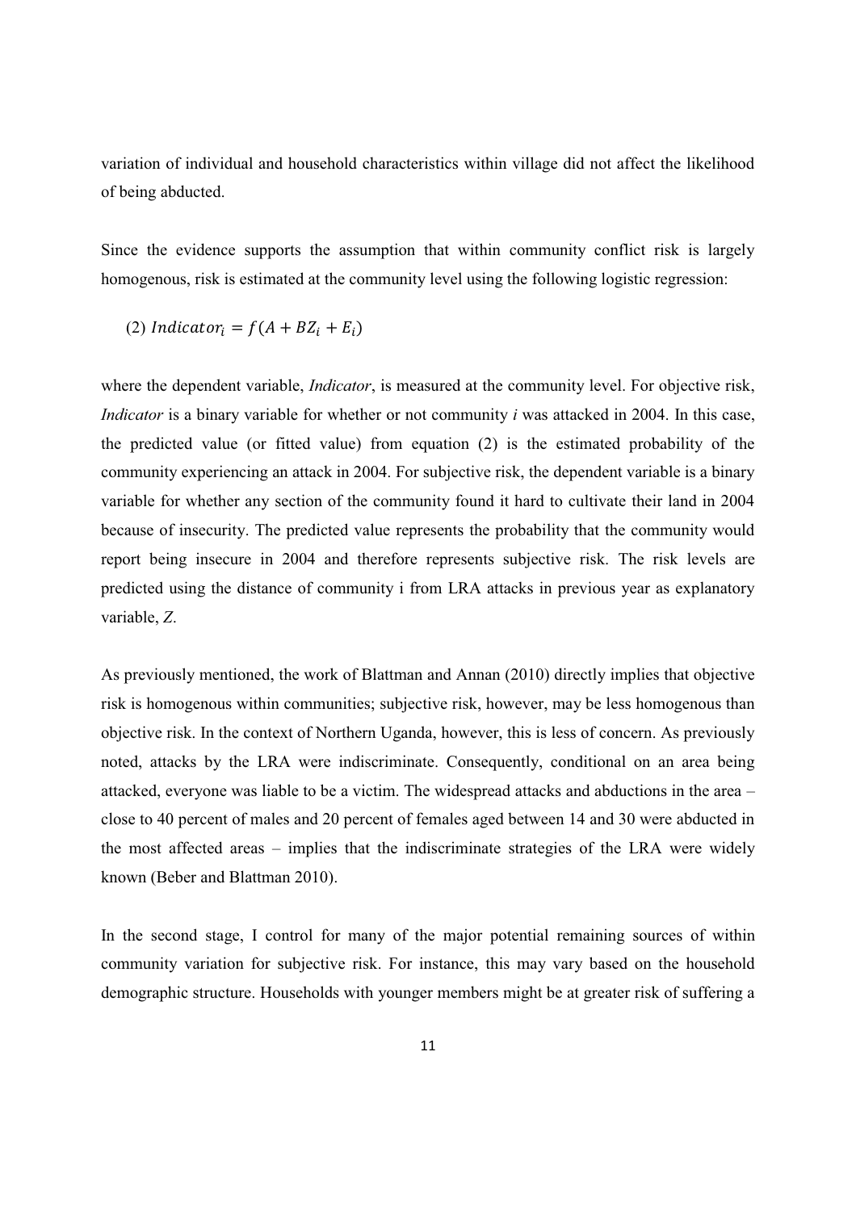variation of individual and household characteristics within village did not affect the likelihood of being abducted.

Since the evidence supports the assumption that within community conflict risk is largely homogenous, risk is estimated at the community level using the following logistic regression:

(2) $Indicator_i = f(A + BZ_i + E_i)$

where the dependent variable, *Indicator*, is measured at the community level. For objective risk, *Indicator* is a binary variable for whether or not community *i* was attacked in 2004. In this case, the predicted value (or fitted value) from equation (2) is the estimated probability of the community experiencing an attack in 2004. For subjective risk, the dependent variable is a binary variable for whether any section of the community found it hard to cultivate their land in 2004 because of insecurity. The predicted value represents the probability that the community would report being insecure in 2004 and therefore represents subjective risk. The risk levels are predicted using the distance of community i from LRA attacks in previous year as explanatory variable, *Z*.

As previously mentioned, the work of Blattman and Annan (2010) directly implies that objective risk is homogenous within communities; subjective risk, however, may be less homogenous than objective risk. In the context of Northern Uganda, however, this is less of concern. As previously noted, attacks by the LRA were indiscriminate. Consequently, conditional on an area being attacked, everyone was liable to be a victim. The widespread attacks and abductions in the area – close to 40 percent of males and 20 percent of females aged between 14 and 30 were abducted in the most affected areas – implies that the indiscriminate strategies of the LRA were widely known (Beber and Blattman 2010).

In the second stage, I control for many of the major potential remaining sources of within community variation for subjective risk. For instance, this may vary based on the household demographic structure. Households with younger members might be at greater risk of suffering a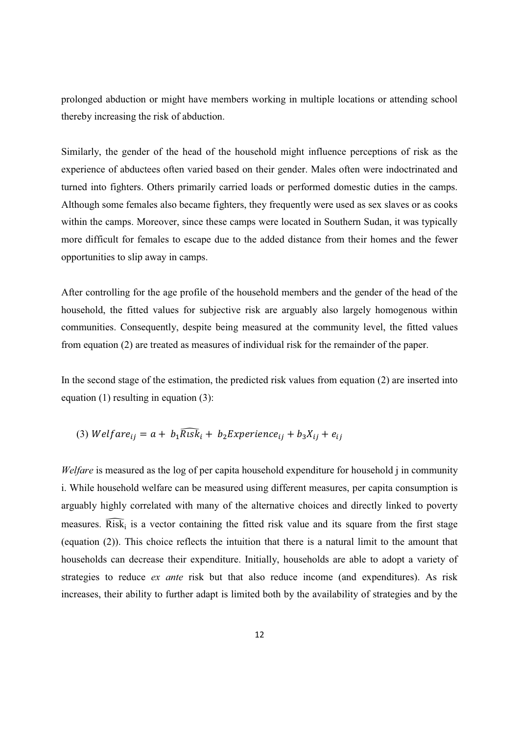prolonged abduction or might have members working in multiple locations or attending school thereby increasing the risk of abduction.

Similarly, the gender of the head of the household might influence perceptions of risk as the experience of abductees often varied based on their gender. Males often were indoctrinated and turned into fighters. Others primarily carried loads or performed domestic duties in the camps. Although some females also became fighters, they frequently were used as sex slaves or as cooks within the camps. Moreover, since these camps were located in Southern Sudan, it was typically more difficult for females to escape due to the added distance from their homes and the fewer opportunities to slip away in camps.

After controlling for the age profile of the household members and the gender of the head of the household, the fitted values for subjective risk are arguably also largely homogenous within communities. Consequently, despite being measured at the community level, the fitted values from equation (2) are treated as measures of individual risk for the remainder of the paper.

In the second stage of the estimation, the predicted risk values from equation (2) are inserted into equation (1) resulting in equation (3):

$$(3)\ Welfare_{ij} = a + b_1\widehat{Risk}_i + b_2 Experience_{ij} + b_3 X_{ij} + e_{ij}$$

*Welfare* is measured as the log of per capita household expenditure for household j in community i. While household welfare can be measured using different measures, per capita consumption is arguably highly correlated with many of the alternative choices and directly linked to poverty measures. $\widehat{\text{Risk}}_i$ is a vector containing the fitted risk value and its square from the first stage (equation (2)). This choice reflects the intuition that there is a natural limit to the amount that households can decrease their expenditure. Initially, households are able to adopt a variety of strategies to reduce *ex ante* risk but that also reduce income (and expenditures). As risk increases, their ability to further adapt is limited both by the availability of strategies and by the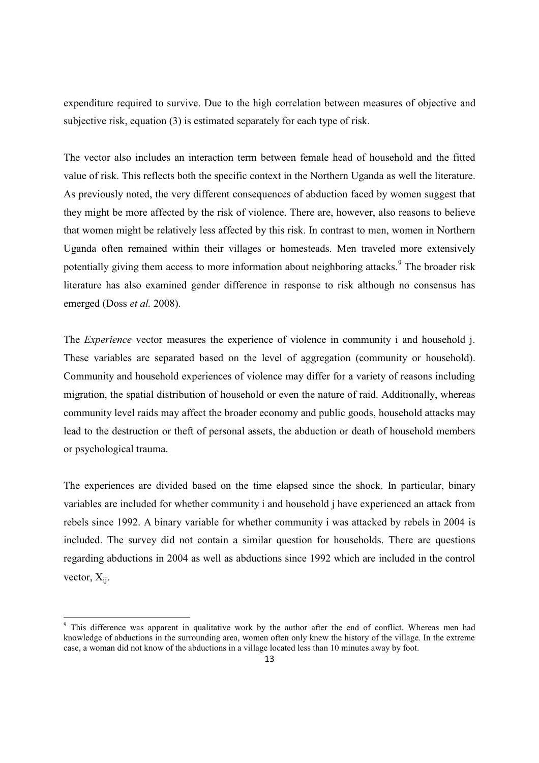expenditure required to survive. Due to the high correlation between measures of objective and subjective risk, equation (3) is estimated separately for each type of risk.

The vector also includes an interaction term between female head of household and the fitted value of risk. This reflects both the specific context in the Northern Uganda as well the literature. As previously noted, the very different consequences of abduction faced by women suggest that they might be more affected by the risk of violence. There are, however, also reasons to believe that women might be relatively less affected by this risk. In contrast to men, women in Northern Uganda often remained within their villages or homesteads. Men traveled more extensively potentially giving them access to more information about neighboring attacks.[9] The broader risk literature has also examined gender difference in response to risk although no consensus has emerged (Doss *et al.* 2008).

The *Experience* vector measures the experience of violence in community i and household j. These variables are separated based on the level of aggregation (community or household). Community and household experiences of violence may differ for a variety of reasons including migration, the spatial distribution of household or even the nature of raid. Additionally, whereas community level raids may affect the broader economy and public goods, household attacks may lead to the destruction or theft of personal assets, the abduction or death of household members or psychological trauma.

The experiences are divided based on the time elapsed since the shock. In particular, binary variables are included for whether community i and household j have experienced an attack from rebels since 1992. A binary variable for whether community i was attacked by rebels in 2004 is included. The survey did not contain a similar question for households. There are questions regarding abductions in 2004 as well as abductions since 1992 which are included in the control vector, $X_{ij}$.

[9] This difference was apparent in qualitative work by the author after the end of conflict. Whereas men had knowledge of abductions in the surrounding area, women often only knew the history of the village. In the extreme case, a woman did not know of the abductions in a village located less than 10 minutes away by foot.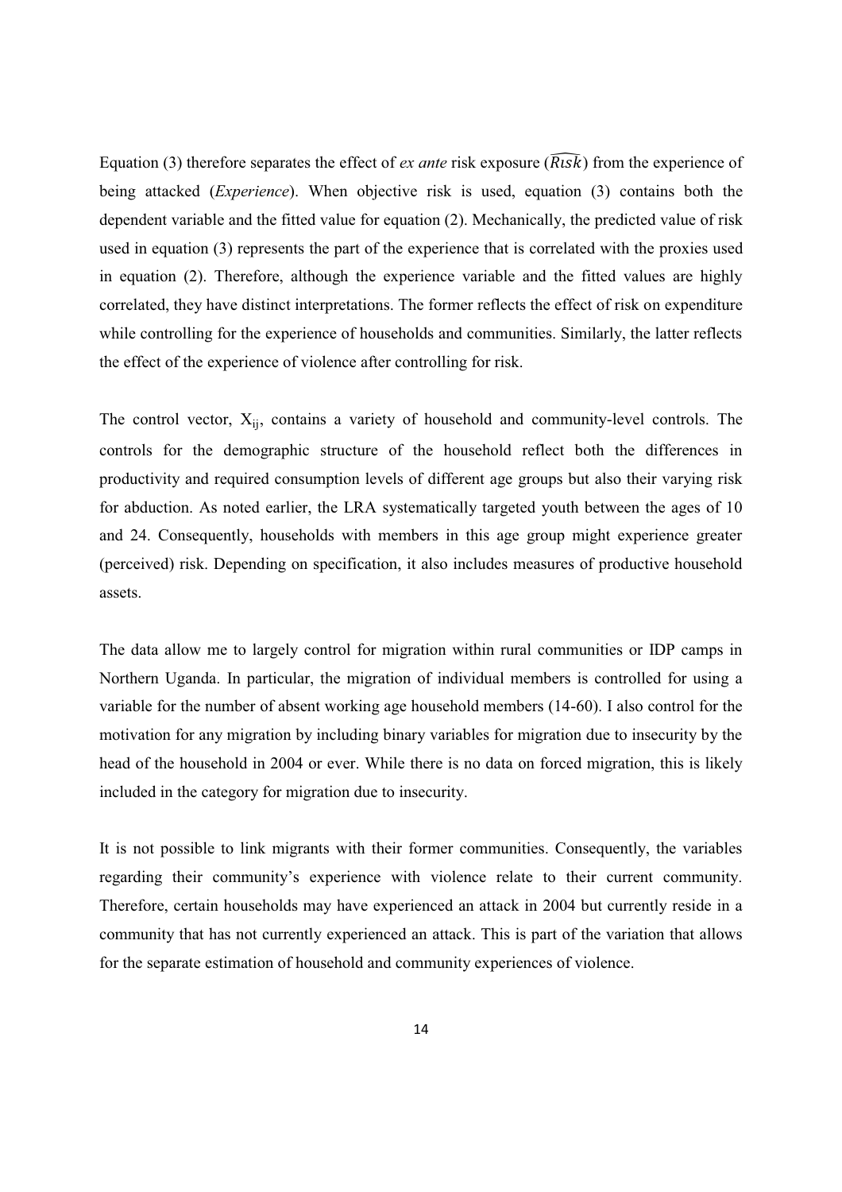Equation (3) therefore separates the effect of *ex ante* risk exposure ($\widehat{Risk}$) from the experience of being attacked (*Experience*). When objective risk is used, equation (3) contains both the dependent variable and the fitted value for equation (2). Mechanically, the predicted value of risk used in equation (3) represents the part of the experience that is correlated with the proxies used in equation (2). Therefore, although the experience variable and the fitted values are highly correlated, they have distinct interpretations. The former reflects the effect of risk on expenditure while controlling for the experience of households and communities. Similarly, the latter reflects the effect of the experience of violence after controlling for risk.

The control vector, $X_{ij}$, contains a variety of household and community-level controls. The controls for the demographic structure of the household reflect both the differences in productivity and required consumption levels of different age groups but also their varying risk for abduction. As noted earlier, the LRA systematically targeted youth between the ages of 10 and 24. Consequently, households with members in this age group might experience greater (perceived) risk. Depending on specification, it also includes measures of productive household assets.

The data allow me to largely control for migration within rural communities or IDP camps in Northern Uganda. In particular, the migration of individual members is controlled for using a variable for the number of absent working age household members (14-60). I also control for the motivation for any migration by including binary variables for migration due to insecurity by the head of the household in 2004 or ever. While there is no data on forced migration, this is likely included in the category for migration due to insecurity.

It is not possible to link migrants with their former communities. Consequently, the variables regarding their community's experience with violence relate to their current community. Therefore, certain households may have experienced an attack in 2004 but currently reside in a community that has not currently experienced an attack. This is part of the variation that allows for the separate estimation of household and community experiences of violence.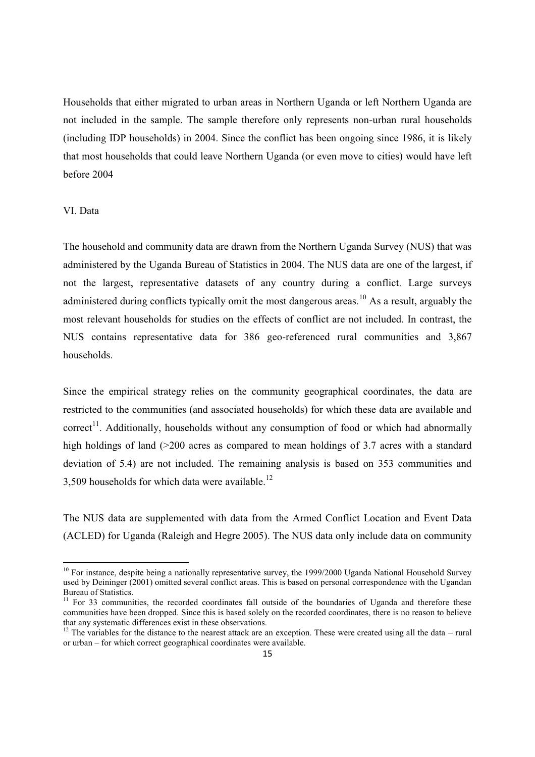Households that either migrated to urban areas in Northern Uganda or left Northern Uganda are not included in the sample. The sample therefore only represents non-urban rural households (including IDP households) in 2004. Since the conflict has been ongoing since 1986, it is likely that most households that could leave Northern Uganda (or even move to cities) would have left before 2004

## VI. Data

The household and community data are drawn from the Northern Uganda Survey (NUS) that was administered by the Uganda Bureau of Statistics in 2004. The NUS data are one of the largest, if not the largest, representative datasets of any country during a conflict. Large surveys administered during conflicts typically omit the most dangerous areas.[10] As a result, arguably the most relevant households for studies on the effects of conflict are not included. In contrast, the NUS contains representative data for 386 geo-referenced rural communities and 3,867 households.

Since the empirical strategy relies on the community geographical coordinates, the data are restricted to the communities (and associated households) for which these data are available and correct[11]. Additionally, households without any consumption of food or which had abnormally high holdings of land (>200 acres as compared to mean holdings of 3.7 acres with a standard deviation of 5.4) are not included. The remaining analysis is based on 353 communities and 3,509 households for which data were available.[12]

The NUS data are supplemented with data from the Armed Conflict Location and Event Data (ACLED) for Uganda (Raleigh and Hegre 2005). The NUS data only include data on community

---

[10] For instance, despite being a nationally representative survey, the 1999/2000 Uganda National Household Survey used by Deininger (2001) omitted several conflict areas. This is based on personal correspondence with the Ugandan Bureau of Statistics.

[11] For 33 communities, the recorded coordinates fall outside of the boundaries of Uganda and therefore these communities have been dropped. Since this is based solely on the recorded coordinates, there is no reason to believe that any systematic differences exist in these observations.

[12] The variables for the distance to the nearest attack are an exception. These were created using all the data – rural or urban – for which correct geographical coordinates were available.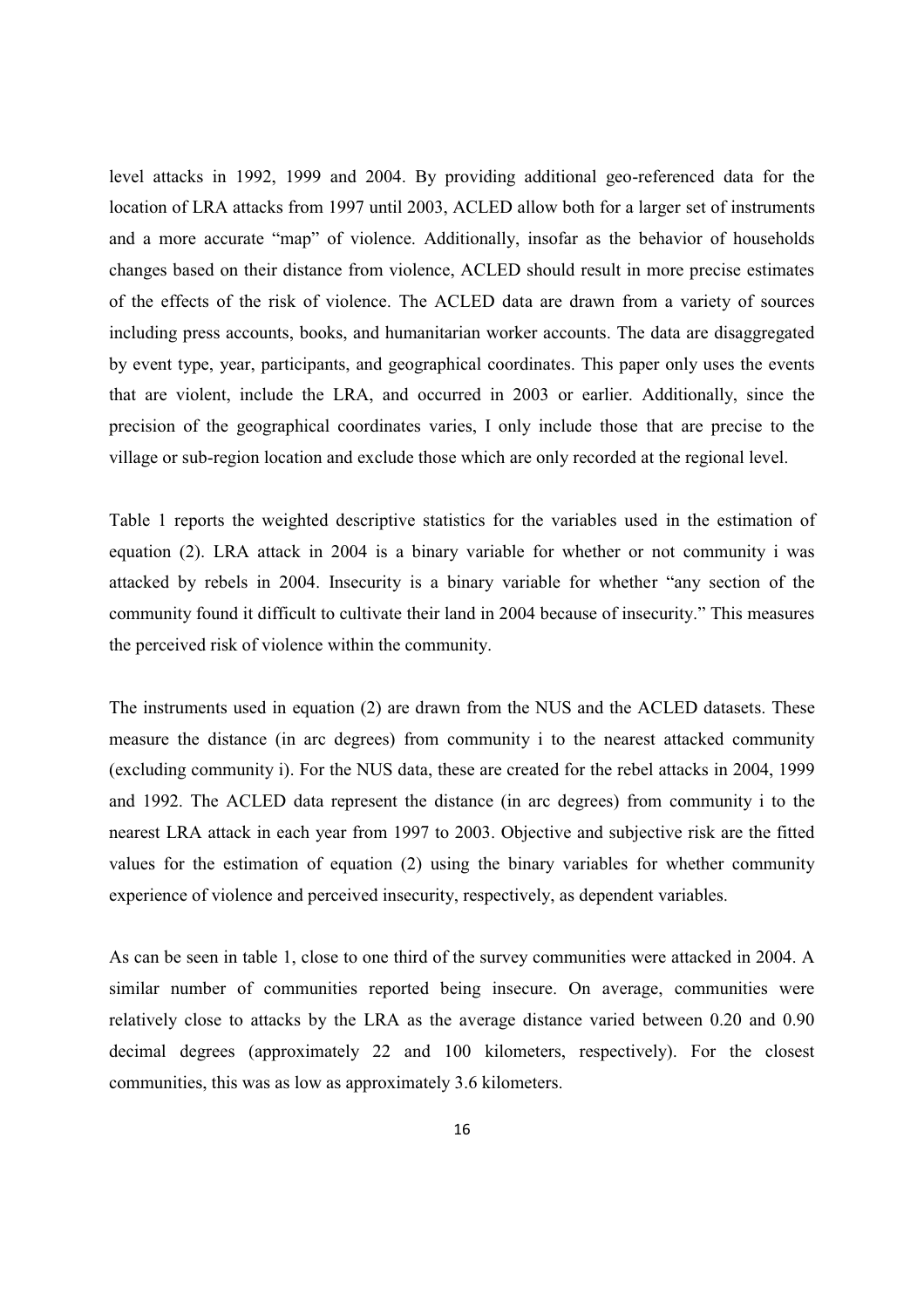level attacks in 1992, 1999 and 2004. By providing additional geo-referenced data for the location of LRA attacks from 1997 until 2003, ACLED allow both for a larger set of instruments and a more accurate "map" of violence. Additionally, insofar as the behavior of households changes based on their distance from violence, ACLED should result in more precise estimates of the effects of the risk of violence. The ACLED data are drawn from a variety of sources including press accounts, books, and humanitarian worker accounts. The data are disaggregated by event type, year, participants, and geographical coordinates. This paper only uses the events that are violent, include the LRA, and occurred in 2003 or earlier. Additionally, since the precision of the geographical coordinates varies, I only include those that are precise to the village or sub-region location and exclude those which are only recorded at the regional level.

Table 1 reports the weighted descriptive statistics for the variables used in the estimation of equation (2). LRA attack in 2004 is a binary variable for whether or not community i was attacked by rebels in 2004. Insecurity is a binary variable for whether "any section of the community found it difficult to cultivate their land in 2004 because of insecurity." This measures the perceived risk of violence within the community.

The instruments used in equation (2) are drawn from the NUS and the ACLED datasets. These measure the distance (in arc degrees) from community i to the nearest attacked community (excluding community i). For the NUS data, these are created for the rebel attacks in 2004, 1999 and 1992. The ACLED data represent the distance (in arc degrees) from community i to the nearest LRA attack in each year from 1997 to 2003. Objective and subjective risk are the fitted values for the estimation of equation (2) using the binary variables for whether community experience of violence and perceived insecurity, respectively, as dependent variables.

As can be seen in table 1, close to one third of the survey communities were attacked in 2004. A similar number of communities reported being insecure. On average, communities were relatively close to attacks by the LRA as the average distance varied between 0.20 and 0.90 decimal degrees (approximately 22 and 100 kilometers, respectively). For the closest communities, this was as low as approximately 3.6 kilometers.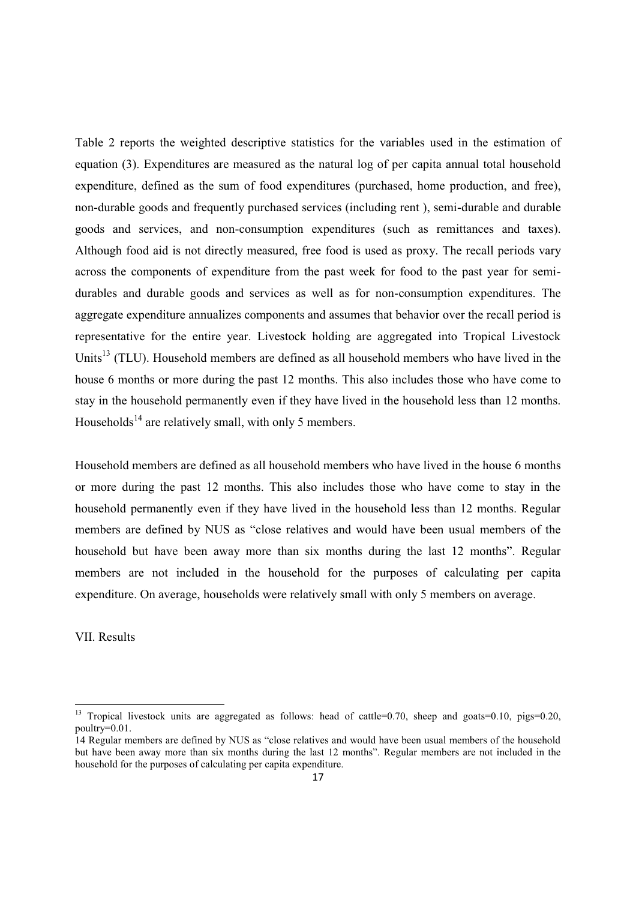Table 2 reports the weighted descriptive statistics for the variables used in the estimation of equation (3). Expenditures are measured as the natural log of per capita annual total household expenditure, defined as the sum of food expenditures (purchased, home production, and free), non-durable goods and frequently purchased services (including rent ), semi-durable and durable goods and services, and non-consumption expenditures (such as remittances and taxes). Although food aid is not directly measured, free food is used as proxy. The recall periods vary across the components of expenditure from the past week for food to the past year for semi-durables and durable goods and services as well as for non-consumption expenditures. The aggregate expenditure annualizes components and assumes that behavior over the recall period is representative for the entire year. Livestock holding are aggregated into Tropical Livestock Units[13] (TLU). Household members are defined as all household members who have lived in the house 6 months or more during the past 12 months. This also includes those who have come to stay in the household permanently even if they have lived in the household less than 12 months. Households[14] are relatively small, with only 5 members.

Household members are defined as all household members who have lived in the house 6 months or more during the past 12 months. This also includes those who have come to stay in the household permanently even if they have lived in the household less than 12 months. Regular members are defined by NUS as "close relatives and would have been usual members of the household but have been away more than six months during the last 12 months". Regular members are not included in the household for the purposes of calculating per capita expenditure. On average, households were relatively small with only 5 members on average.

## VII. Results

---

[13] Tropical livestock units are aggregated as follows: head of cattle=0.70, sheep and goats=0.10, pigs=0.20, poultry=0.01.

[14] Regular members are defined by NUS as "close relatives and would have been usual members of the household but have been away more than six months during the last 12 months". Regular members are not included in the household for the purposes of calculating per capita expenditure.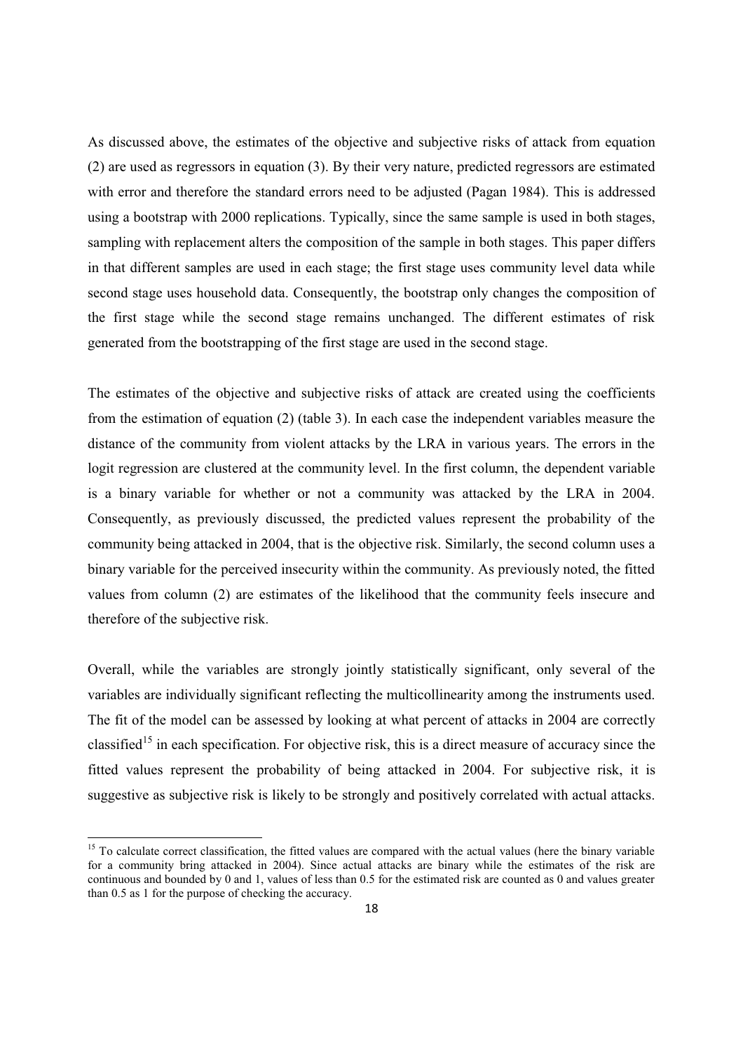As discussed above, the estimates of the objective and subjective risks of attack from equation (2) are used as regressors in equation (3). By their very nature, predicted regressors are estimated with error and therefore the standard errors need to be adjusted (Pagan 1984). This is addressed using a bootstrap with 2000 replications. Typically, since the same sample is used in both stages, sampling with replacement alters the composition of the sample in both stages. This paper differs in that different samples are used in each stage; the first stage uses community level data while second stage uses household data. Consequently, the bootstrap only changes the composition of the first stage while the second stage remains unchanged. The different estimates of risk generated from the bootstrapping of the first stage are used in the second stage.

The estimates of the objective and subjective risks of attack are created using the coefficients from the estimation of equation (2) (table 3). In each case the independent variables measure the distance of the community from violent attacks by the LRA in various years. The errors in the logit regression are clustered at the community level. In the first column, the dependent variable is a binary variable for whether or not a community was attacked by the LRA in 2004. Consequently, as previously discussed, the predicted values represent the probability of the community being attacked in 2004, that is the objective risk. Similarly, the second column uses a binary variable for the perceived insecurity within the community. As previously noted, the fitted values from column (2) are estimates of the likelihood that the community feels insecure and therefore of the subjective risk.

Overall, while the variables are strongly jointly statistically significant, only several of the variables are individually significant reflecting the multicollinearity among the instruments used. The fit of the model can be assessed by looking at what percent of attacks in 2004 are correctly classified[15] in each specification. For objective risk, this is a direct measure of accuracy since the fitted values represent the probability of being attacked in 2004. For subjective risk, it is suggestive as subjective risk is likely to be strongly and positively correlated with actual attacks.

[15] To calculate correct classification, the fitted values are compared with the actual values (here the binary variable for a community bring attacked in 2004). Since actual attacks are binary while the estimates of the risk are continuous and bounded by 0 and 1, values of less than 0.5 for the estimated risk are counted as 0 and values greater than 0.5 as 1 for the purpose of checking the accuracy.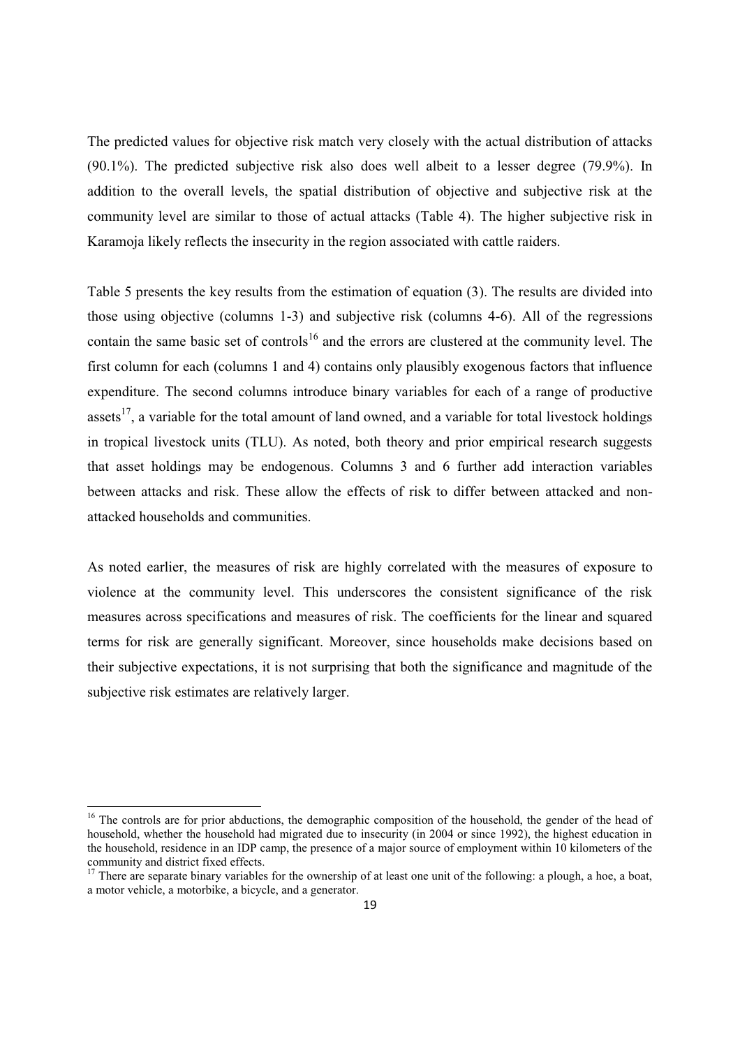The predicted values for objective risk match very closely with the actual distribution of attacks (90.1%). The predicted subjective risk also does well albeit to a lesser degree (79.9%). In addition to the overall levels, the spatial distribution of objective and subjective risk at the community level are similar to those of actual attacks (Table 4). The higher subjective risk in Karamoja likely reflects the insecurity in the region associated with cattle raiders.

Table 5 presents the key results from the estimation of equation (3). The results are divided into those using objective (columns 1-3) and subjective risk (columns 4-6). All of the regressions contain the same basic set of controls[16] and the errors are clustered at the community level. The first column for each (columns 1 and 4) contains only plausibly exogenous factors that influence expenditure. The second columns introduce binary variables for each of a range of productive assets[17], a variable for the total amount of land owned, and a variable for total livestock holdings in tropical livestock units (TLU). As noted, both theory and prior empirical research suggests that asset holdings may be endogenous. Columns 3 and 6 further add interaction variables between attacks and risk. These allow the effects of risk to differ between attacked and non-attacked households and communities.

As noted earlier, the measures of risk are highly correlated with the measures of exposure to violence at the community level. This underscores the consistent significance of the risk measures across specifications and measures of risk. The coefficients for the linear and squared terms for risk are generally significant. Moreover, since households make decisions based on their subjective expectations, it is not surprising that both the significance and magnitude of the subjective risk estimates are relatively larger.

[16] The controls are for prior abductions, the demographic composition of the household, the gender of the head of household, whether the household had migrated due to insecurity (in 2004 or since 1992), the highest education in the household, residence in an IDP camp, the presence of a major source of employment within 10 kilometers of the community and district fixed effects.

[17] There are separate binary variables for the ownership of at least one unit of the following: a plough, a hoe, a boat, a motor vehicle, a motorbike, a bicycle, and a generator.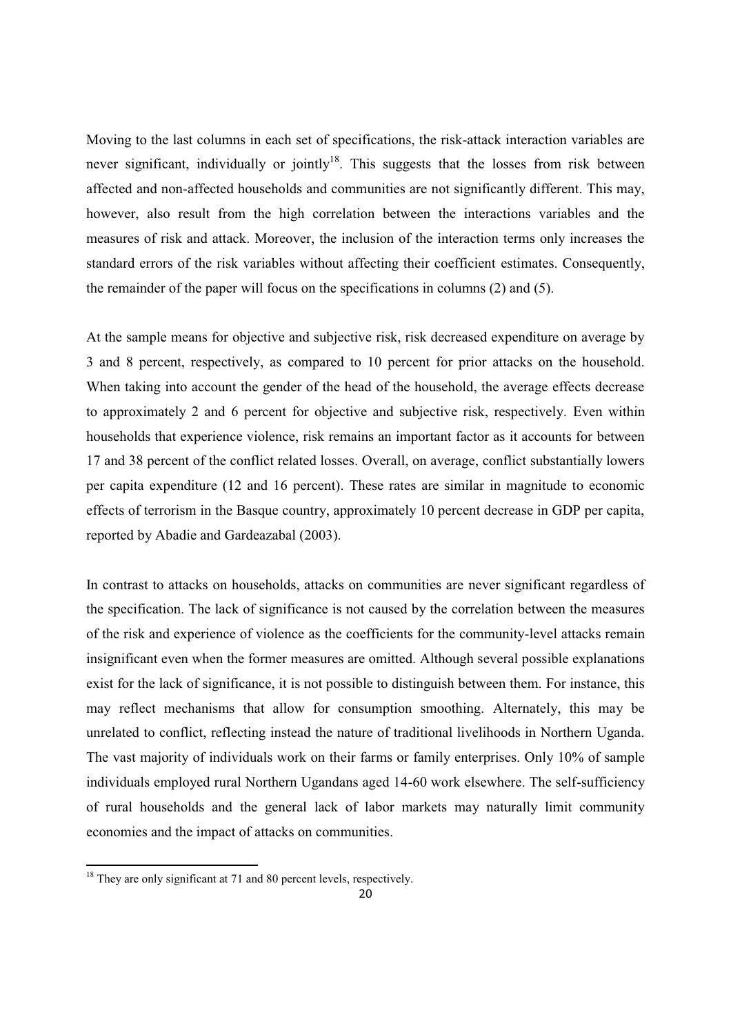Moving to the last columns in each set of specifications, the risk-attack interaction variables are never significant, individually or jointly[18]. This suggests that the losses from risk between affected and non-affected households and communities are not significantly different. This may, however, also result from the high correlation between the interactions variables and the measures of risk and attack. Moreover, the inclusion of the interaction terms only increases the standard errors of the risk variables without affecting their coefficient estimates. Consequently, the remainder of the paper will focus on the specifications in columns (2) and (5).

At the sample means for objective and subjective risk, risk decreased expenditure on average by 3 and 8 percent, respectively, as compared to 10 percent for prior attacks on the household. When taking into account the gender of the head of the household, the average effects decrease to approximately 2 and 6 percent for objective and subjective risk, respectively. Even within households that experience violence, risk remains an important factor as it accounts for between 17 and 38 percent of the conflict related losses. Overall, on average, conflict substantially lowers per capita expenditure (12 and 16 percent). These rates are similar in magnitude to economic effects of terrorism in the Basque country, approximately 10 percent decrease in GDP per capita, reported by Abadie and Gardeazabal (2003).

In contrast to attacks on households, attacks on communities are never significant regardless of the specification. The lack of significance is not caused by the correlation between the measures of the risk and experience of violence as the coefficients for the community-level attacks remain insignificant even when the former measures are omitted. Although several possible explanations exist for the lack of significance, it is not possible to distinguish between them. For instance, this may reflect mechanisms that allow for consumption smoothing. Alternately, this may be unrelated to conflict, reflecting instead the nature of traditional livelihoods in Northern Uganda. The vast majority of individuals work on their farms or family enterprises. Only 10% of sample individuals employed rural Northern Ugandans aged 14-60 work elsewhere. The self-sufficiency of rural households and the general lack of labor markets may naturally limit community economies and the impact of attacks on communities.

---

[18] They are only significant at 71 and 80 percent levels, respectively.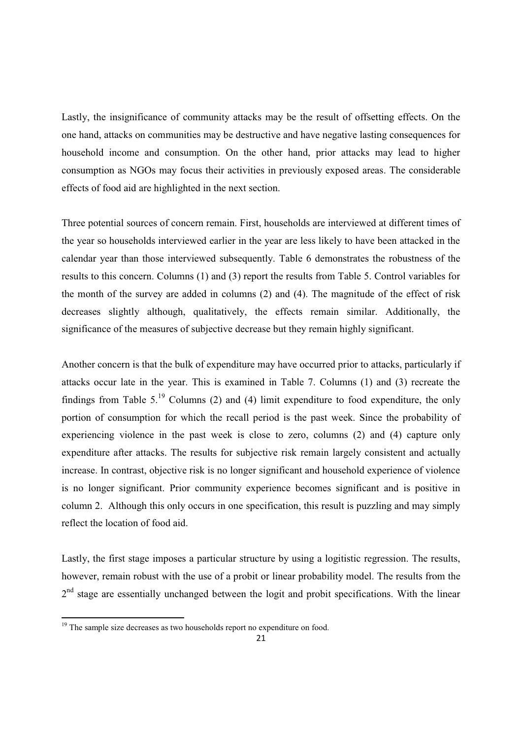Lastly, the insignificance of community attacks may be the result of offsetting effects. On the one hand, attacks on communities may be destructive and have negative lasting consequences for household income and consumption. On the other hand, prior attacks may lead to higher consumption as NGOs may focus their activities in previously exposed areas. The considerable effects of food aid are highlighted in the next section.

Three potential sources of concern remain. First, households are interviewed at different times of the year so households interviewed earlier in the year are less likely to have been attacked in the calendar year than those interviewed subsequently. Table 6 demonstrates the robustness of the results to this concern. Columns (1) and (3) report the results from Table 5. Control variables for the month of the survey are added in columns (2) and (4). The magnitude of the effect of risk decreases slightly although, qualitatively, the effects remain similar. Additionally, the significance of the measures of subjective decrease but they remain highly significant.

Another concern is that the bulk of expenditure may have occurred prior to attacks, particularly if attacks occur late in the year. This is examined in Table 7. Columns (1) and (3) recreate the findings from Table 5.[19] Columns (2) and (4) limit expenditure to food expenditure, the only portion of consumption for which the recall period is the past week. Since the probability of experiencing violence in the past week is close to zero, columns (2) and (4) capture only expenditure after attacks. The results for subjective risk remain largely consistent and actually increase. In contrast, objective risk is no longer significant and household experience of violence is no longer significant. Prior community experience becomes significant and is positive in column 2. Although this only occurs in one specification, this result is puzzling and may simply reflect the location of food aid.

Lastly, the first stage imposes a particular structure by using a logitistic regression. The results, however, remain robust with the use of a probit or linear probability model. The results from the 2nd stage are essentially unchanged between the logit and probit specifications. With the linear

[19] The sample size decreases as two households report no expenditure on food.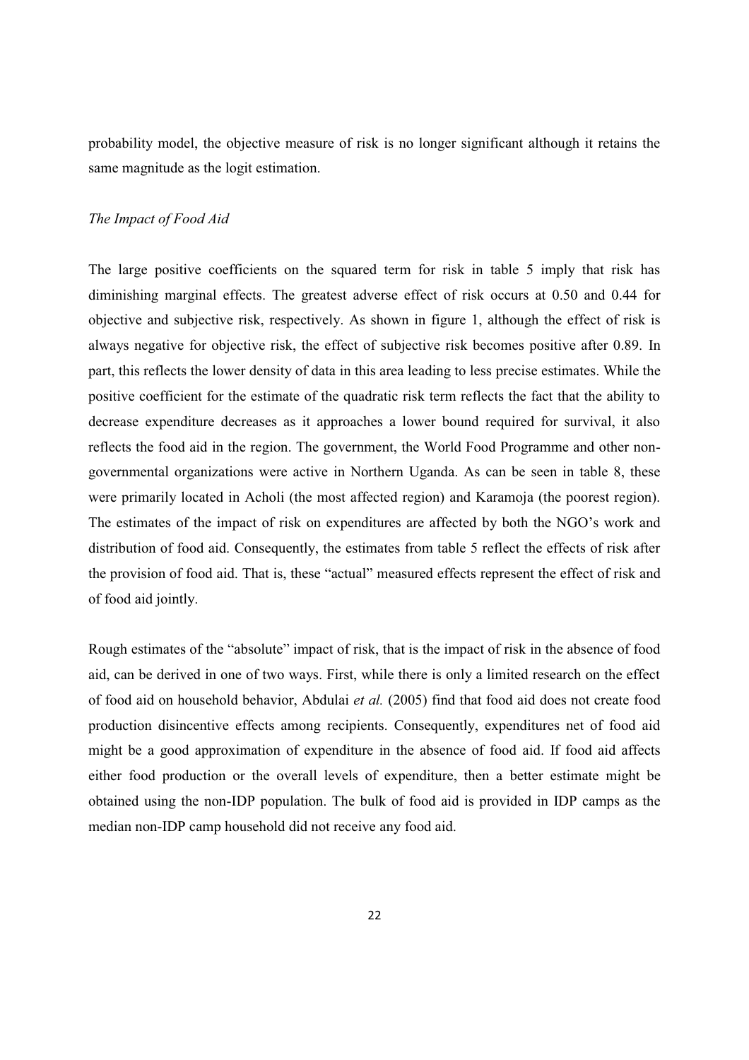probability model, the objective measure of risk is no longer significant although it retains the same magnitude as the logit estimation.

*The Impact of Food Aid*

The large positive coefficients on the squared term for risk in table 5 imply that risk has diminishing marginal effects. The greatest adverse effect of risk occurs at 0.50 and 0.44 for objective and subjective risk, respectively. As shown in figure 1, although the effect of risk is always negative for objective risk, the effect of subjective risk becomes positive after 0.89. In part, this reflects the lower density of data in this area leading to less precise estimates. While the positive coefficient for the estimate of the quadratic risk term reflects the fact that the ability to decrease expenditure decreases as it approaches a lower bound required for survival, it also reflects the food aid in the region. The government, the World Food Programme and other non-governmental organizations were active in Northern Uganda. As can be seen in table 8, these were primarily located in Acholi (the most affected region) and Karamoja (the poorest region). The estimates of the impact of risk on expenditures are affected by both the NGO's work and distribution of food aid. Consequently, the estimates from table 5 reflect the effects of risk after the provision of food aid. That is, these "actual" measured effects represent the effect of risk and of food aid jointly.

Rough estimates of the "absolute" impact of risk, that is the impact of risk in the absence of food aid, can be derived in one of two ways. First, while there is only a limited research on the effect of food aid on household behavior, Abdulai *et al.* (2005) find that food aid does not create food production disincentive effects among recipients. Consequently, expenditures net of food aid might be a good approximation of expenditure in the absence of food aid. If food aid affects either food production or the overall levels of expenditure, then a better estimate might be obtained using the non-IDP population. The bulk of food aid is provided in IDP camps as the median non-IDP camp household did not receive any food aid.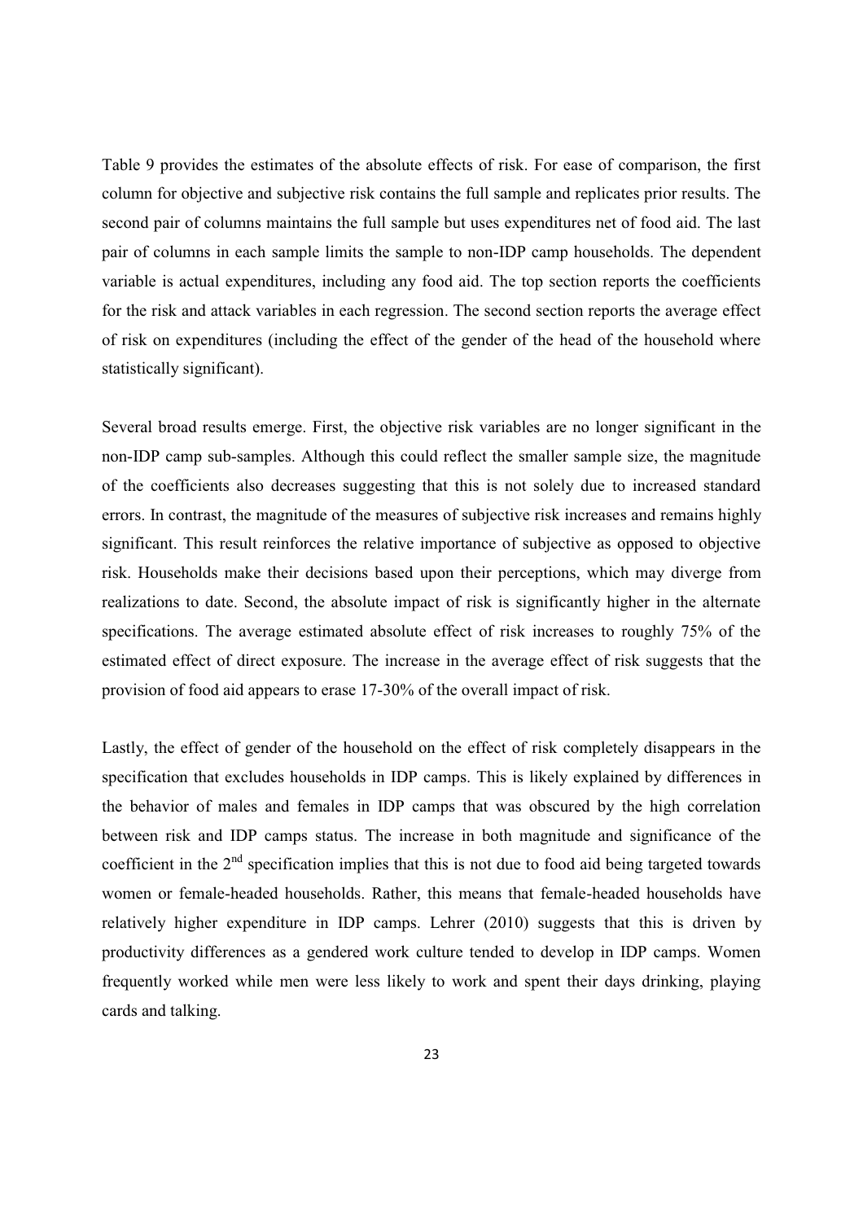Table 9 provides the estimates of the absolute effects of risk. For ease of comparison, the first column for objective and subjective risk contains the full sample and replicates prior results. The second pair of columns maintains the full sample but uses expenditures net of food aid. The last pair of columns in each sample limits the sample to non-IDP camp households. The dependent variable is actual expenditures, including any food aid. The top section reports the coefficients for the risk and attack variables in each regression. The second section reports the average effect of risk on expenditures (including the effect of the gender of the head of the household where statistically significant).

Several broad results emerge. First, the objective risk variables are no longer significant in the non-IDP camp sub-samples. Although this could reflect the smaller sample size, the magnitude of the coefficients also decreases suggesting that this is not solely due to increased standard errors. In contrast, the magnitude of the measures of subjective risk increases and remains highly significant. This result reinforces the relative importance of subjective as opposed to objective risk. Households make their decisions based upon their perceptions, which may diverge from realizations to date. Second, the absolute impact of risk is significantly higher in the alternate specifications. The average estimated absolute effect of risk increases to roughly 75% of the estimated effect of direct exposure. The increase in the average effect of risk suggests that the provision of food aid appears to erase 17-30% of the overall impact of risk.

Lastly, the effect of gender of the household on the effect of risk completely disappears in the specification that excludes households in IDP camps. This is likely explained by differences in the behavior of males and females in IDP camps that was obscured by the high correlation between risk and IDP camps status. The increase in both magnitude and significance of the coefficient in the 2nd specification implies that this is not due to food aid being targeted towards women or female-headed households. Rather, this means that female-headed households have relatively higher expenditure in IDP camps. Lehrer (2010) suggests that this is driven by productivity differences as a gendered work culture tended to develop in IDP camps. Women frequently worked while men were less likely to work and spent their days drinking, playing cards and talking.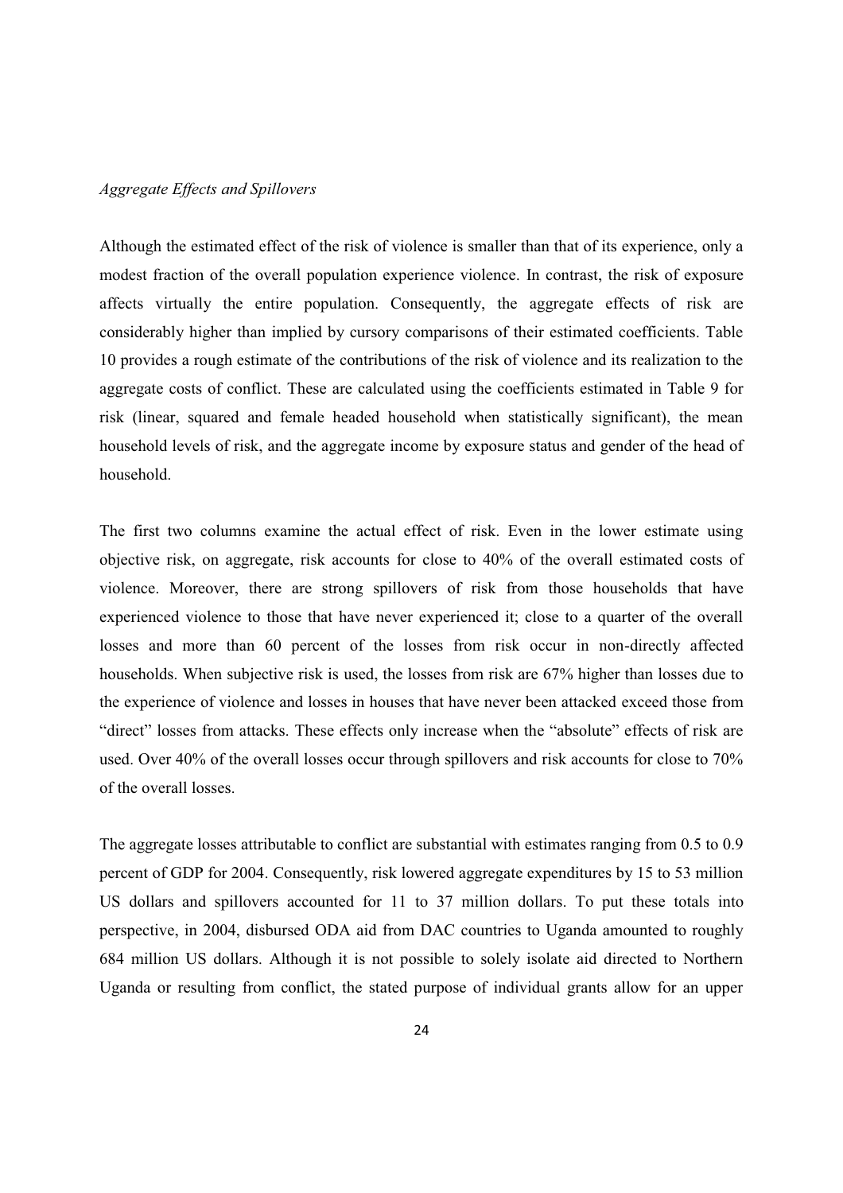*Aggregate Effects and Spillovers*

Although the estimated effect of the risk of violence is smaller than that of its experience, only a modest fraction of the overall population experience violence. In contrast, the risk of exposure affects virtually the entire population. Consequently, the aggregate effects of risk are considerably higher than implied by cursory comparisons of their estimated coefficients. Table 10 provides a rough estimate of the contributions of the risk of violence and its realization to the aggregate costs of conflict. These are calculated using the coefficients estimated in Table 9 for risk (linear, squared and female headed household when statistically significant), the mean household levels of risk, and the aggregate income by exposure status and gender of the head of household.

The first two columns examine the actual effect of risk. Even in the lower estimate using objective risk, on aggregate, risk accounts for close to 40% of the overall estimated costs of violence. Moreover, there are strong spillovers of risk from those households that have experienced violence to those that have never experienced it; close to a quarter of the overall losses and more than 60 percent of the losses from risk occur in non-directly affected households. When subjective risk is used, the losses from risk are 67% higher than losses due to the experience of violence and losses in houses that have never been attacked exceed those from "direct" losses from attacks. These effects only increase when the "absolute" effects of risk are used. Over 40% of the overall losses occur through spillovers and risk accounts for close to 70% of the overall losses.

The aggregate losses attributable to conflict are substantial with estimates ranging from 0.5 to 0.9 percent of GDP for 2004. Consequently, risk lowered aggregate expenditures by 15 to 53 million US dollars and spillovers accounted for 11 to 37 million dollars. To put these totals into perspective, in 2004, disbursed ODA aid from DAC countries to Uganda amounted to roughly 684 million US dollars. Although it is not possible to solely isolate aid directed to Northern Uganda or resulting from conflict, the stated purpose of individual grants allow for an upper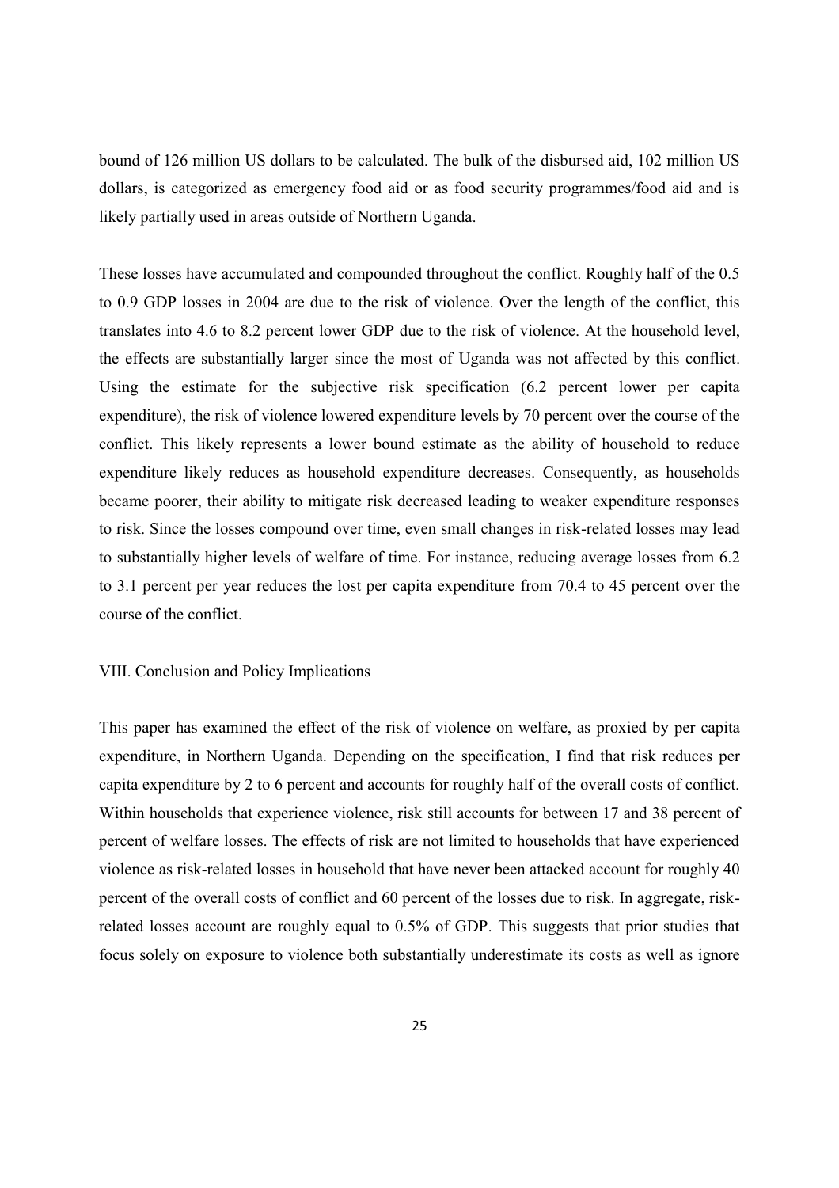bound of 126 million US dollars to be calculated. The bulk of the disbursed aid, 102 million US dollars, is categorized as emergency food aid or as food security programmes/food aid and is likely partially used in areas outside of Northern Uganda.

These losses have accumulated and compounded throughout the conflict. Roughly half of the 0.5 to 0.9 GDP losses in 2004 are due to the risk of violence. Over the length of the conflict, this translates into 4.6 to 8.2 percent lower GDP due to the risk of violence. At the household level, the effects are substantially larger since the most of Uganda was not affected by this conflict. Using the estimate for the subjective risk specification (6.2 percent lower per capita expenditure), the risk of violence lowered expenditure levels by 70 percent over the course of the conflict. This likely represents a lower bound estimate as the ability of household to reduce expenditure likely reduces as household expenditure decreases. Consequently, as households became poorer, their ability to mitigate risk decreased leading to weaker expenditure responses to risk. Since the losses compound over time, even small changes in risk-related losses may lead to substantially higher levels of welfare of time. For instance, reducing average losses from 6.2 to 3.1 percent per year reduces the lost per capita expenditure from 70.4 to 45 percent over the course of the conflict.

## VIII. Conclusion and Policy Implications

This paper has examined the effect of the risk of violence on welfare, as proxied by per capita expenditure, in Northern Uganda. Depending on the specification, I find that risk reduces per capita expenditure by 2 to 6 percent and accounts for roughly half of the overall costs of conflict. Within households that experience violence, risk still accounts for between 17 and 38 percent of percent of welfare losses. The effects of risk are not limited to households that have experienced violence as risk-related losses in household that have never been attacked account for roughly 40 percent of the overall costs of conflict and 60 percent of the losses due to risk. In aggregate, risk-related losses account are roughly equal to 0.5% of GDP. This suggests that prior studies that focus solely on exposure to violence both substantially underestimate its costs as well as ignore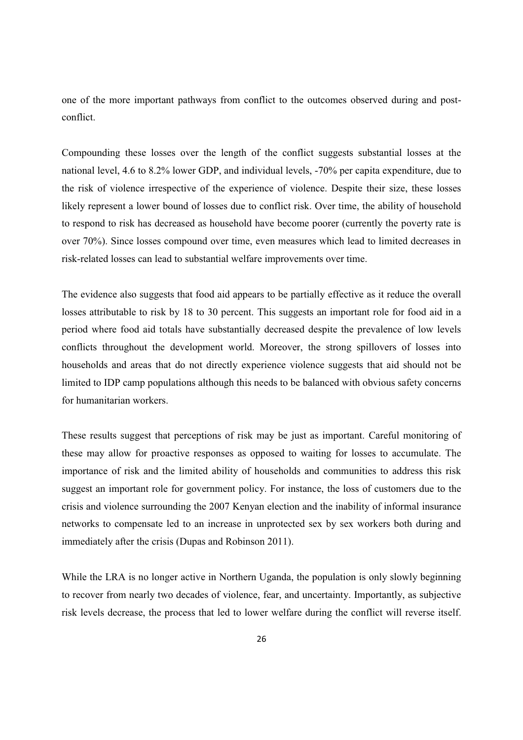one of the more important pathways from conflict to the outcomes observed during and post-conflict.

Compounding these losses over the length of the conflict suggests substantial losses at the national level, 4.6 to 8.2% lower GDP, and individual levels, -70% per capita expenditure, due to the risk of violence irrespective of the experience of violence. Despite their size, these losses likely represent a lower bound of losses due to conflict risk. Over time, the ability of household to respond to risk has decreased as household have become poorer (currently the poverty rate is over 70%). Since losses compound over time, even measures which lead to limited decreases in risk-related losses can lead to substantial welfare improvements over time.

The evidence also suggests that food aid appears to be partially effective as it reduce the overall losses attributable to risk by 18 to 30 percent. This suggests an important role for food aid in a period where food aid totals have substantially decreased despite the prevalence of low levels conflicts throughout the development world. Moreover, the strong spillovers of losses into households and areas that do not directly experience violence suggests that aid should not be limited to IDP camp populations although this needs to be balanced with obvious safety concerns for humanitarian workers.

These results suggest that perceptions of risk may be just as important. Careful monitoring of these may allow for proactive responses as opposed to waiting for losses to accumulate. The importance of risk and the limited ability of households and communities to address this risk suggest an important role for government policy. For instance, the loss of customers due to the crisis and violence surrounding the 2007 Kenyan election and the inability of informal insurance networks to compensate led to an increase in unprotected sex by sex workers both during and immediately after the crisis (Dupas and Robinson 2011).

While the LRA is no longer active in Northern Uganda, the population is only slowly beginning to recover from nearly two decades of violence, fear, and uncertainty. Importantly, as subjective risk levels decrease, the process that led to lower welfare during the conflict will reverse itself.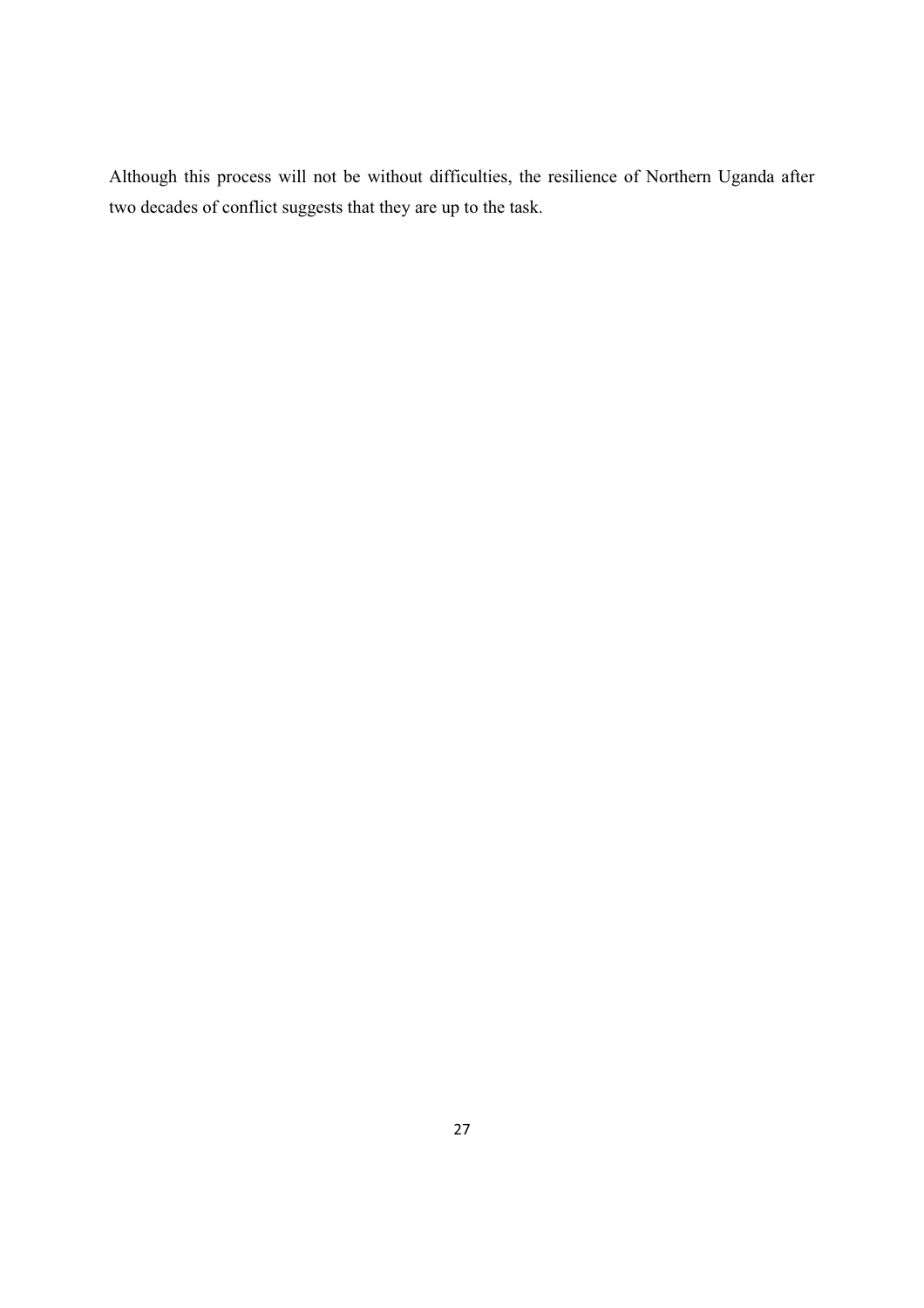Although this process will not be without difficulties, the resilience of Northern Uganda after two decades of conflict suggests that they are up to the task.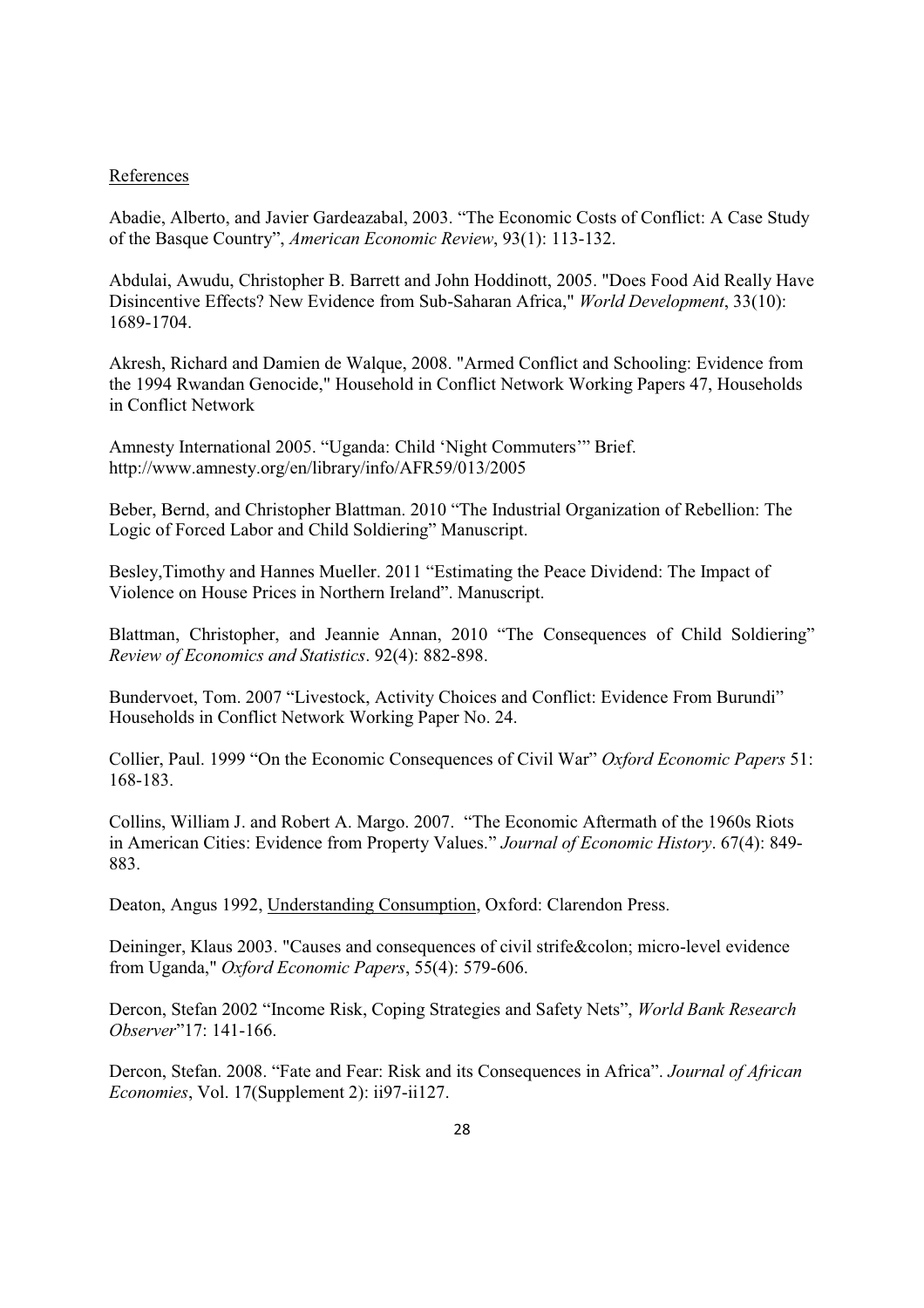References

Abadie, Alberto, and Javier Gardeazabal, 2003. "The Economic Costs of Conflict: A Case Study of the Basque Country", *American Economic Review*, 93(1): 113-132.

Abdulai, Awudu, Christopher B. Barrett and John Hoddinott, 2005. "Does Food Aid Really Have Disincentive Effects? New Evidence from Sub-Saharan Africa," *World Development*, 33(10): 1689-1704.

Akresh, Richard and Damien de Walque, 2008. "Armed Conflict and Schooling: Evidence from the 1994 Rwandan Genocide," Household in Conflict Network Working Papers 47, Households in Conflict Network

Amnesty International 2005. "Uganda: Child 'Night Commuters'" Brief. http://www.amnesty.org/en/library/info/AFR59/013/2005

Beber, Bernd, and Christopher Blattman. 2010 "The Industrial Organization of Rebellion: The Logic of Forced Labor and Child Soldiering" Manuscript.

Besley,Timothy and Hannes Mueller. 2011 "Estimating the Peace Dividend: The Impact of Violence on House Prices in Northern Ireland". Manuscript.

Blattman, Christopher, and Jeannie Annan, 2010 "The Consequences of Child Soldiering" *Review of Economics and Statistics*. 92(4): 882-898.

Bundervoet, Tom. 2007 "Livestock, Activity Choices and Conflict: Evidence From Burundi" Households in Conflict Network Working Paper No. 24.

Collier, Paul. 1999 "On the Economic Consequences of Civil War" *Oxford Economic Papers* 51: 168-183.

Collins, William J. and Robert A. Margo. 2007. "The Economic Aftermath of the 1960s Riots in American Cities: Evidence from Property Values." *Journal of Economic History*. 67(4): 849-883.

Deaton, Angus 1992, Understanding Consumption, Oxford: Clarendon Press.

Deininger, Klaus 2003. "Causes and consequences of civil strife&colon; micro-level evidence from Uganda," *Oxford Economic Papers*, 55(4): 579-606.

Dercon, Stefan 2002 "Income Risk, Coping Strategies and Safety Nets", *World Bank Research Observer*"17: 141-166.

Dercon, Stefan. 2008. "Fate and Fear: Risk and its Consequences in Africa". *Journal of African Economies*, Vol. 17(Supplement 2): ii97-ii127.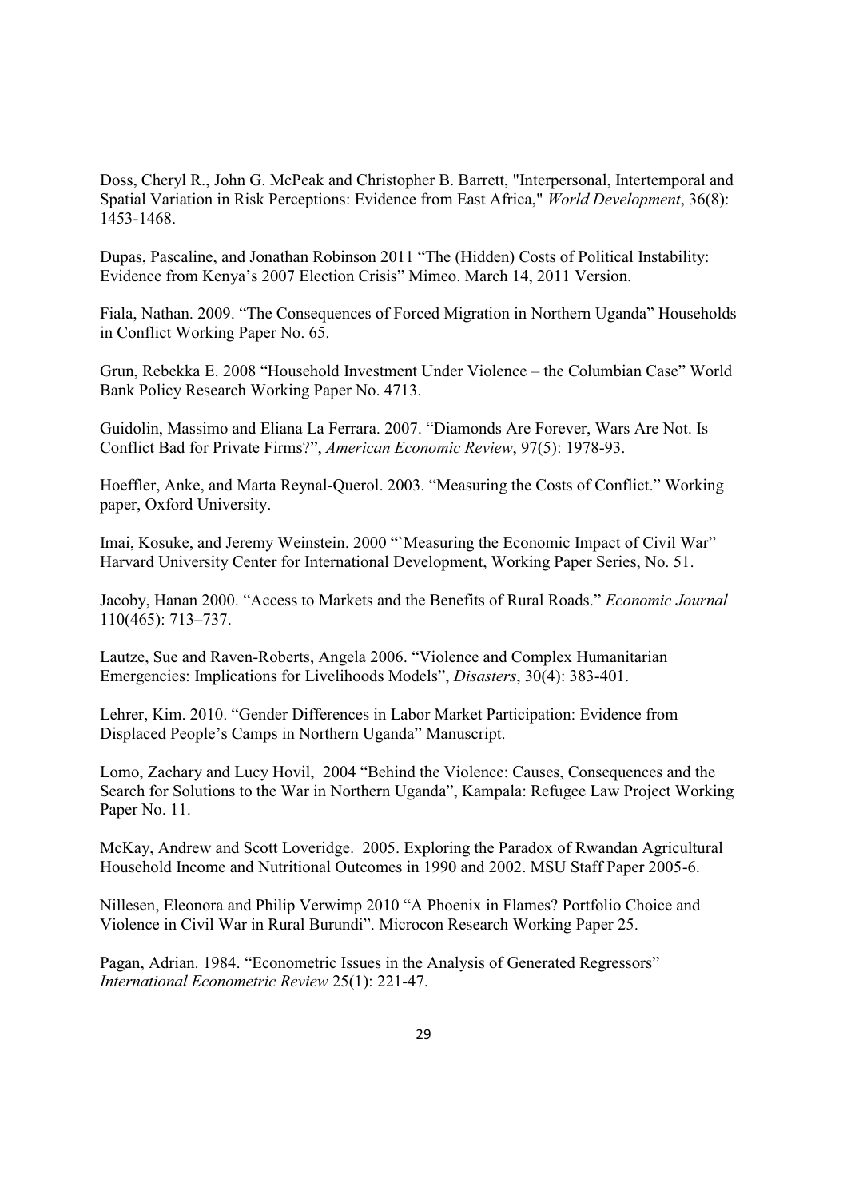Doss, Cheryl R., John G. McPeak and Christopher B. Barrett, "Interpersonal, Intertemporal and Spatial Variation in Risk Perceptions: Evidence from East Africa," *World Development*, 36(8): 1453-1468.

Dupas, Pascaline, and Jonathan Robinson 2011 "The (Hidden) Costs of Political Instability: Evidence from Kenya's 2007 Election Crisis" Mimeo. March 14, 2011 Version.

Fiala, Nathan. 2009. "The Consequences of Forced Migration in Northern Uganda" Households in Conflict Working Paper No. 65.

Grun, Rebekka E. 2008 "Household Investment Under Violence – the Columbian Case" World Bank Policy Research Working Paper No. 4713.

Guidolin, Massimo and Eliana La Ferrara. 2007. "Diamonds Are Forever, Wars Are Not. Is Conflict Bad for Private Firms?", *American Economic Review*, 97(5): 1978-93.

Hoeffler, Anke, and Marta Reynal-Querol. 2003. "Measuring the Costs of Conflict." Working paper, Oxford University.

Imai, Kosuke, and Jeremy Weinstein. 2000 "`Measuring the Economic Impact of Civil War" Harvard University Center for International Development, Working Paper Series, No. 51.

Jacoby, Hanan 2000. "Access to Markets and the Benefits of Rural Roads." *Economic Journal* 110(465): 713–737.

Lautze, Sue and Raven-Roberts, Angela 2006. "Violence and Complex Humanitarian Emergencies: Implications for Livelihoods Models", *Disasters*, 30(4): 383-401.

Lehrer, Kim. 2010. "Gender Differences in Labor Market Participation: Evidence from Displaced People's Camps in Northern Uganda" Manuscript.

Lomo, Zachary and Lucy Hovil, 2004 "Behind the Violence: Causes, Consequences and the Search for Solutions to the War in Northern Uganda", Kampala: Refugee Law Project Working Paper No. 11.

McKay, Andrew and Scott Loveridge. 2005. Exploring the Paradox of Rwandan Agricultural Household Income and Nutritional Outcomes in 1990 and 2002. MSU Staff Paper 2005-6.

Nillesen, Eleonora and Philip Verwimp 2010 "A Phoenix in Flames? Portfolio Choice and Violence in Civil War in Rural Burundi". Microcon Research Working Paper 25.

Pagan, Adrian. 1984. "Econometric Issues in the Analysis of Generated Regressors" *International Econometric Review* 25(1): 221-47.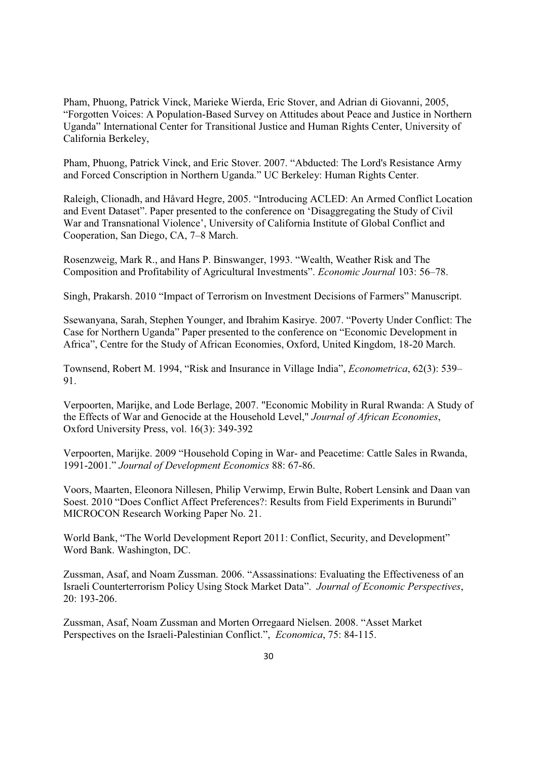Pham, Phuong, Patrick Vinck, Marieke Wierda, Eric Stover, and Adrian di Giovanni, 2005, "Forgotten Voices: A Population-Based Survey on Attitudes about Peace and Justice in Northern Uganda" International Center for Transitional Justice and Human Rights Center, University of California Berkeley,

Pham, Phuong, Patrick Vinck, and Eric Stover. 2007. "Abducted: The Lord's Resistance Army and Forced Conscription in Northern Uganda." UC Berkeley: Human Rights Center.

Raleigh, Clionadh, and Håvard Hegre, 2005. "Introducing ACLED: An Armed Conflict Location and Event Dataset". Paper presented to the conference on 'Disaggregating the Study of Civil War and Transnational Violence', University of California Institute of Global Conflict and Cooperation, San Diego, CA, 7–8 March.

Rosenzweig, Mark R., and Hans P. Binswanger, 1993. "Wealth, Weather Risk and The Composition and Profitability of Agricultural Investments". *Economic Journal* 103: 56–78.

Singh, Prakarsh. 2010 "Impact of Terrorism on Investment Decisions of Farmers" Manuscript.

Ssewanyana, Sarah, Stephen Younger, and Ibrahim Kasirye. 2007. "Poverty Under Conflict: The Case for Northern Uganda" Paper presented to the conference on "Economic Development in Africa", Centre for the Study of African Economies, Oxford, United Kingdom, 18-20 March.

Townsend, Robert M. 1994, "Risk and Insurance in Village India", *Econometrica*, 62(3): 539–91.

Verpoorten, Marijke, and Lode Berlage, 2007. "Economic Mobility in Rural Rwanda: A Study of the Effects of War and Genocide at the Household Level," *Journal of African Economies*, Oxford University Press, vol. 16(3): 349-392

Verpoorten, Marijke. 2009 "Household Coping in War- and Peacetime: Cattle Sales in Rwanda, 1991-2001." *Journal of Development Economics* 88: 67-86.

Voors, Maarten, Eleonora Nillesen, Philip Verwimp, Erwin Bulte, Robert Lensink and Daan van Soest. 2010 "Does Conflict Affect Preferences?: Results from Field Experiments in Burundi" MICROCON Research Working Paper No. 21.

World Bank, "The World Development Report 2011: Conflict, Security, and Development" Word Bank. Washington, DC.

Zussman, Asaf, and Noam Zussman. 2006. "Assassinations: Evaluating the Effectiveness of an Israeli Counterterrorism Policy Using Stock Market Data". *Journal of Economic Perspectives*, 20: 193-206.

Zussman, Asaf, Noam Zussman and Morten Orregaard Nielsen. 2008. "Asset Market Perspectives on the Israeli-Palestinian Conflict.", *Economica*, 75: 84-115.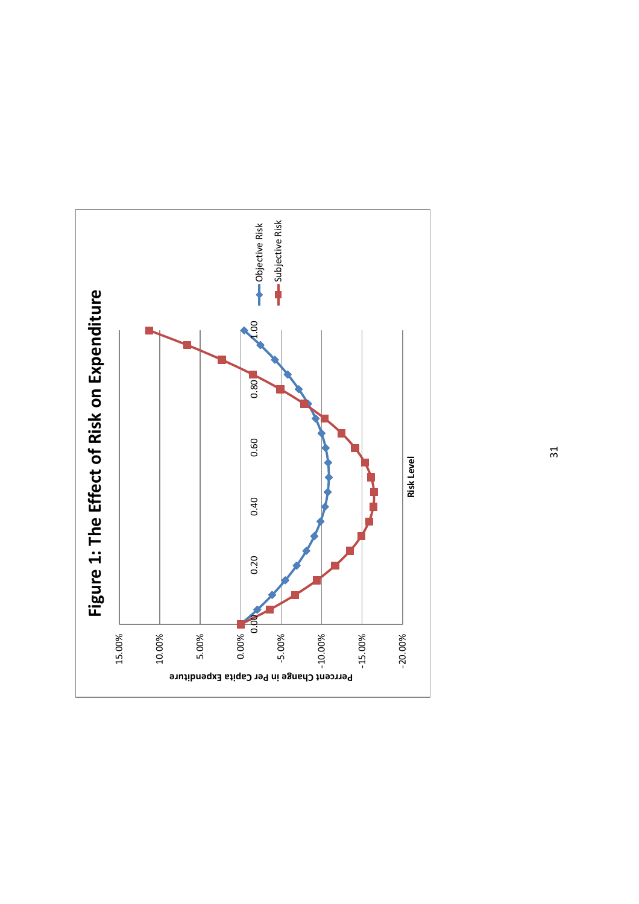# Figure 1: The Effect of Risk on Expenditure

Perrcent Change in Per Capita Expenditure

15.00%
10.00%
5.00%
0.00%
-5.00%
-10.00%
-15.00%
-20.00%

0.00 0.20 0.40 0.60 0.80 1.00

Risk Level

Objective Risk
Subjective Risk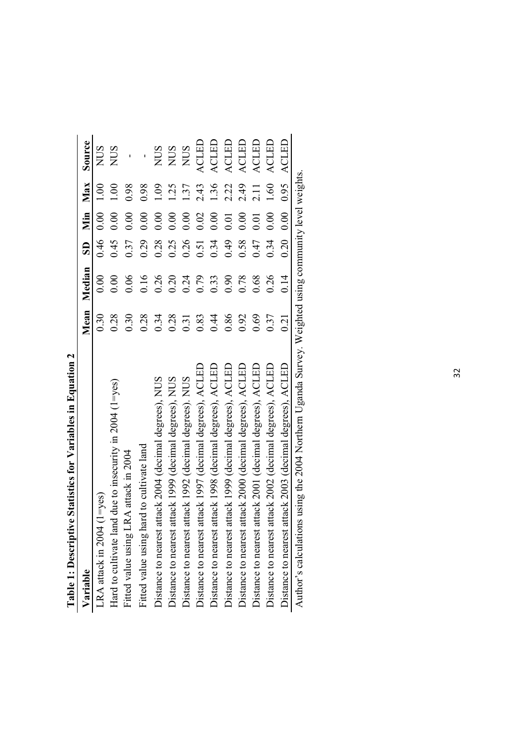**Table 1: Descriptive Statistics for Variables in Equation 2**

| Variable | Mean | Median | SD | Min | Max | Source |
|---|---|---|---|---|---|---|
| LRA attack in 2004 (1=yes) | 0.30 | 0.00 | 0.46 | 0.00 | 1.00 | NUS |
| Hard to cultivate land due to insecurity in 2004 (1=yes) | 0.28 | 0.00 | 0.45 | 0.00 | 1.00 | NUS |
| Fitted value using LRA attack in 2004 | 0.30 | 0.06 | 0.37 | 0.00 | 0.98 | - |
| Fitted value using hard to cultivate land | 0.28 | 0.16 | 0.29 | 0.00 | 0.98 | - |
| Distance to nearest attack 2004 (decimal degrees), NUS | 0.34 | 0.26 | 0.28 | 0.00 | 1.09 | NUS |
| Distance to nearest attack 1999 (decimal degrees), NUS | 0.28 | 0.20 | 0.25 | 0.00 | 1.25 | NUS |
| Distance to nearest attack 1992 (decimal degrees). NUS | 0.31 | 0.24 | 0.26 | 0.00 | 1.37 | NUS |
| Distance to nearest attack 1997 (decimal degrees), ACLED | 0.83 | 0.79 | 0.51 | 0.02 | 2.43 | ACLED |
| Distance to nearest attack 1998 (decimal degrees), ACLED | 0.44 | 0.33 | 0.34 | 0.00 | 1.36 | ACLED |
| Distance to nearest attack 1999 (decimal degrees), ACLED | 0.86 | 0.90 | 0.49 | 0.01 | 2.22 | ACLED |
| Distance to nearest attack 2000 (decimal degrees), ACLED | 0.92 | 0.78 | 0.58 | 0.00 | 2.49 | ACLED |
| Distance to nearest attack 2001 (decimal degrees), ACLED | 0.69 | 0.68 | 0.47 | 0.01 | 2.11 | ACLED |
| Distance to nearest attack 2002 (decimal degrees), ACLED | 0.37 | 0.26 | 0.34 | 0.00 | 1.60 | ACLED |
| Distance to nearest attack 2003 (decimal degrees), ACLED | 0.21 | 0.14 | 0.20 | 0.00 | 0.95 | ACLED |

Author's calculations using the 2004 Northern Uganda Survey. Weighted using community level weights.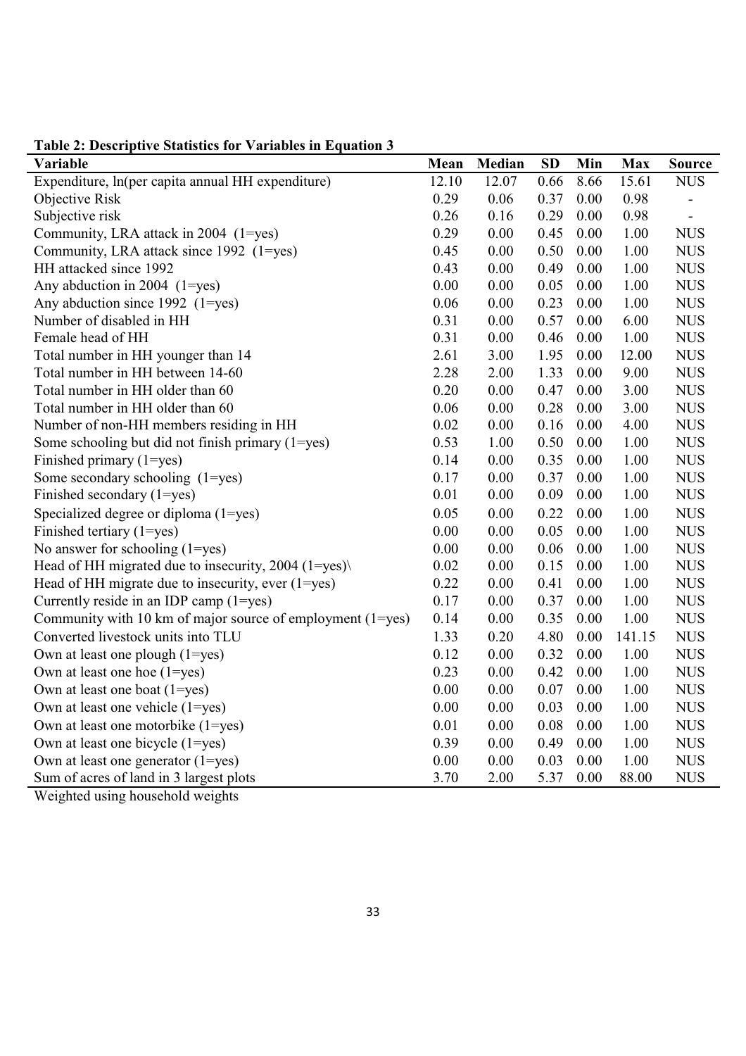**Table 2: Descriptive Statistics for Variables in Equation 3**

| Variable | Mean | Median | SD | Min | Max | Source |
|---|---|---|---|---|---|---|
| Expenditure, ln(per capita annual HH expenditure) | 12.10 | 12.07 | 0.66 | 8.66 | 15.61 | NUS |
| Objective Risk | 0.29 | 0.06 | 0.37 | 0.00 | 0.98 | - |
| Subjective risk | 0.26 | 0.16 | 0.29 | 0.00 | 0.98 | - |
| Community, LRA attack in 2004 (1=yes) | 0.29 | 0.00 | 0.45 | 0.00 | 1.00 | NUS |
| Community, LRA attack since 1992 (1=yes) | 0.45 | 0.00 | 0.50 | 0.00 | 1.00 | NUS |
| HH attacked since 1992 | 0.43 | 0.00 | 0.49 | 0.00 | 1.00 | NUS |
| Any abduction in 2004 (1=yes) | 0.00 | 0.00 | 0.05 | 0.00 | 1.00 | NUS |
| Any abduction since 1992 (1=yes) | 0.06 | 0.00 | 0.23 | 0.00 | 1.00 | NUS |
| Number of disabled in HH | 0.31 | 0.00 | 0.57 | 0.00 | 6.00 | NUS |
| Female head of HH | 0.31 | 0.00 | 0.46 | 0.00 | 1.00 | NUS |
| Total number in HH younger than 14 | 2.61 | 3.00 | 1.95 | 0.00 | 12.00 | NUS |
| Total number in HH between 14-60 | 2.28 | 2.00 | 1.33 | 0.00 | 9.00 | NUS |
| Total number in HH older than 60 | 0.20 | 0.00 | 0.47 | 0.00 | 3.00 | NUS |
| Total number in HH older than 60 | 0.06 | 0.00 | 0.28 | 0.00 | 3.00 | NUS |
| Number of non-HH members residing in HH | 0.02 | 0.00 | 0.16 | 0.00 | 4.00 | NUS |
| Some schooling but did not finish primary (1=yes) | 0.53 | 1.00 | 0.50 | 0.00 | 1.00 | NUS |
| Finished primary (1=yes) | 0.14 | 0.00 | 0.35 | 0.00 | 1.00 | NUS |
| Some secondary schooling (1=yes) | 0.17 | 0.00 | 0.37 | 0.00 | 1.00 | NUS |
| Finished secondary (1=yes) | 0.01 | 0.00 | 0.09 | 0.00 | 1.00 | NUS |
| Specialized degree or diploma (1=yes) | 0.05 | 0.00 | 0.22 | 0.00 | 1.00 | NUS |
| Finished tertiary (1=yes) | 0.00 | 0.00 | 0.05 | 0.00 | 1.00 | NUS |
| No answer for schooling (1=yes) | 0.00 | 0.00 | 0.06 | 0.00 | 1.00 | NUS |
| Head of HH migrated due to insecurity, 2004 (1=yes)\ | 0.02 | 0.00 | 0.15 | 0.00 | 1.00 | NUS |
| Head of HH migrate due to insecurity, ever (1=yes) | 0.22 | 0.00 | 0.41 | 0.00 | 1.00 | NUS |
| Currently reside in an IDP camp (1=yes) | 0.17 | 0.00 | 0.37 | 0.00 | 1.00 | NUS |
| Community with 10 km of major source of employment (1=yes) | 0.14 | 0.00 | 0.35 | 0.00 | 1.00 | NUS |
| Converted livestock units into TLU | 1.33 | 0.20 | 4.80 | 0.00 | 141.15 | NUS |
| Own at least one plough (1=yes) | 0.12 | 0.00 | 0.32 | 0.00 | 1.00 | NUS |
| Own at least one hoe (1=yes) | 0.23 | 0.00 | 0.42 | 0.00 | 1.00 | NUS |
| Own at least one boat (1=yes) | 0.00 | 0.00 | 0.07 | 0.00 | 1.00 | NUS |
| Own at least one vehicle (1=yes) | 0.00 | 0.00 | 0.03 | 0.00 | 1.00 | NUS |
| Own at least one motorbike (1=yes) | 0.01 | 0.00 | 0.08 | 0.00 | 1.00 | NUS |
| Own at least one bicycle (1=yes) | 0.39 | 0.00 | 0.49 | 0.00 | 1.00 | NUS |
| Own at least one generator (1=yes) | 0.00 | 0.00 | 0.03 | 0.00 | 1.00 | NUS |
| Sum of acres of land in 3 largest plots | 3.70 | 2.00 | 5.37 | 0.00 | 88.00 | NUS |

Weighted using household weights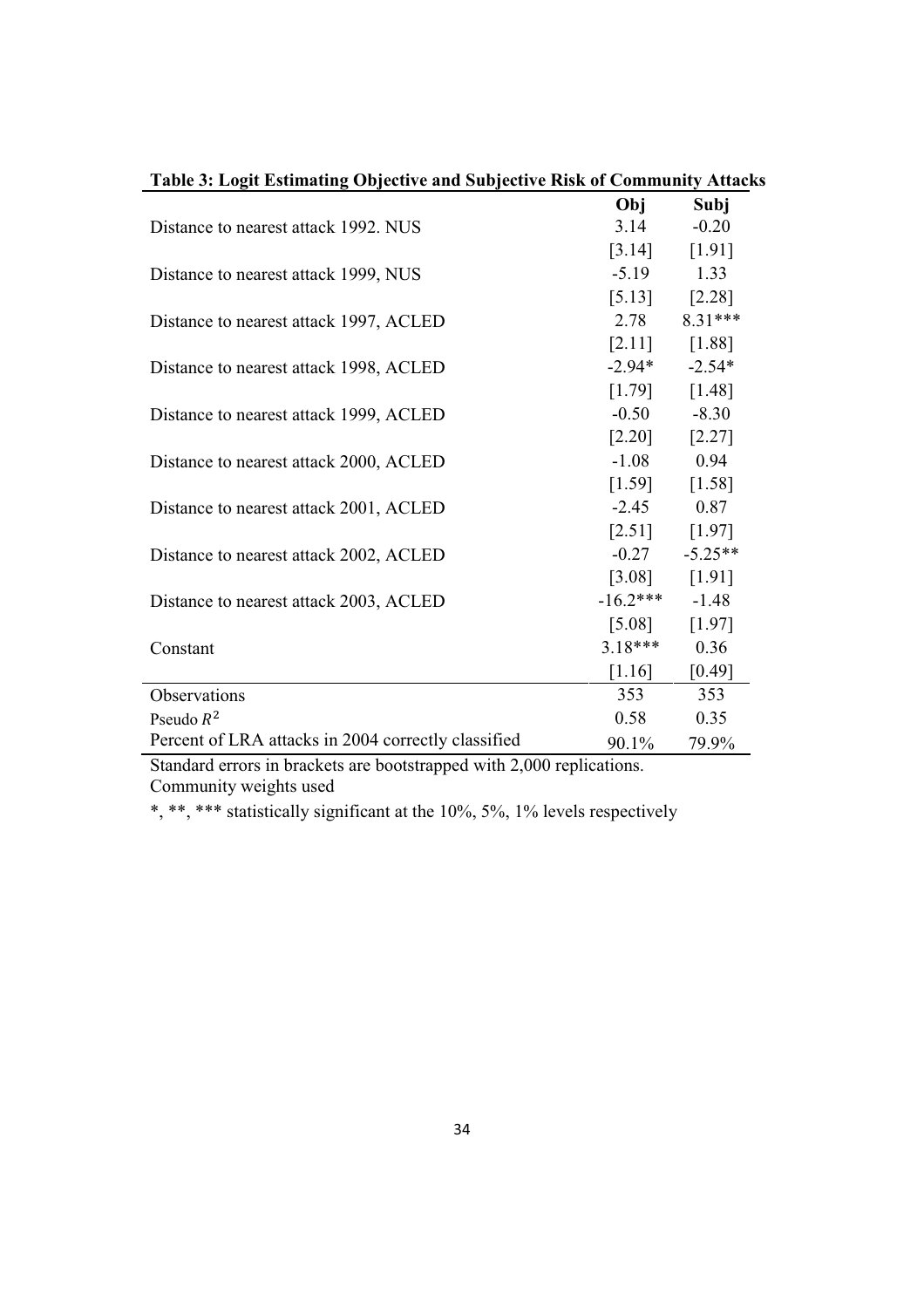**Table 3: Logit Estimating Objective and Subjective Risk of Community Attacks**

| | Obj | Subj |
|---|---|---|
| Distance to nearest attack 1992. NUS | 3.14 | -0.20 |
| | [3.14] | [1.91] |
| Distance to nearest attack 1999, NUS | -5.19 | 1.33 |
| | [5.13] | [2.28] |
| Distance to nearest attack 1997, ACLED | 2.78 | 8.31*** |
| | [2.11] | [1.88] |
| Distance to nearest attack 1998, ACLED | -2.94* | -2.54* |
| | [1.79] | [1.48] |
| Distance to nearest attack 1999, ACLED | -0.50 | -8.30 |
| | [2.20] | [2.27] |
| Distance to nearest attack 2000, ACLED | -1.08 | 0.94 |
| | [1.59] | [1.58] |
| Distance to nearest attack 2001, ACLED | -2.45 | 0.87 |
| | [2.51] | [1.97] |
| Distance to nearest attack 2002, ACLED | -0.27 | -5.25** |
| | [3.08] | [1.91] |
| Distance to nearest attack 2003, ACLED | -16.2*** | -1.48 |
| | [5.08] | [1.97] |
| Constant | 3.18*** | 0.36 |
| | [1.16] | [0.49] |
| Observations | 353 | 353 |
| Pseudo $R^2$ | 0.58 | 0.35 |
| Percent of LRA attacks in 2004 correctly classified | 90.1% | 79.9% |

Standard errors in brackets are bootstrapped with 2,000 replications.
Community weights used

*, **, *** statistically significant at the 10%, 5%, 1% levels respectively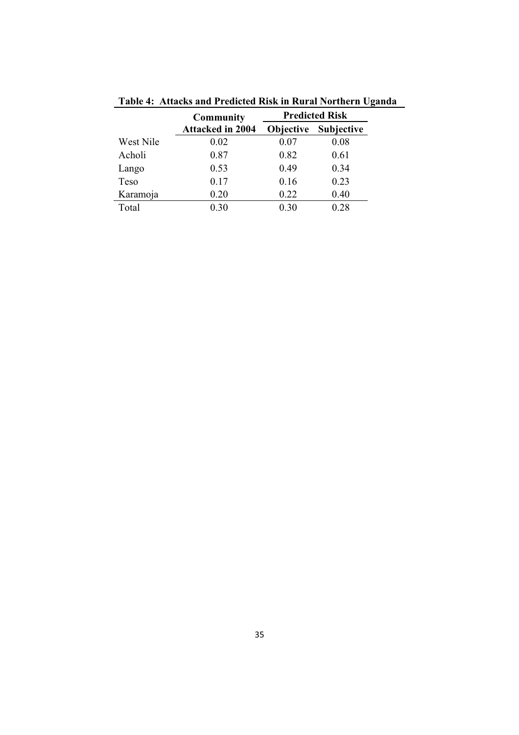**Table 4: Attacks and Predicted Risk in Rural Northern Uganda**

| | Community Attacked in 2004 | Predicted Risk | |
|---|---|---|---|
| | | Objective | Subjective |
| West Nile | 0.02 | 0.07 | 0.08 |
| Acholi | 0.87 | 0.82 | 0.61 |
| Lango | 0.53 | 0.49 | 0.34 |
| Teso | 0.17 | 0.16 | 0.23 |
| Karamoja | 0.20 | 0.22 | 0.40 |
| Total | 0.30 | 0.30 | 0.28 |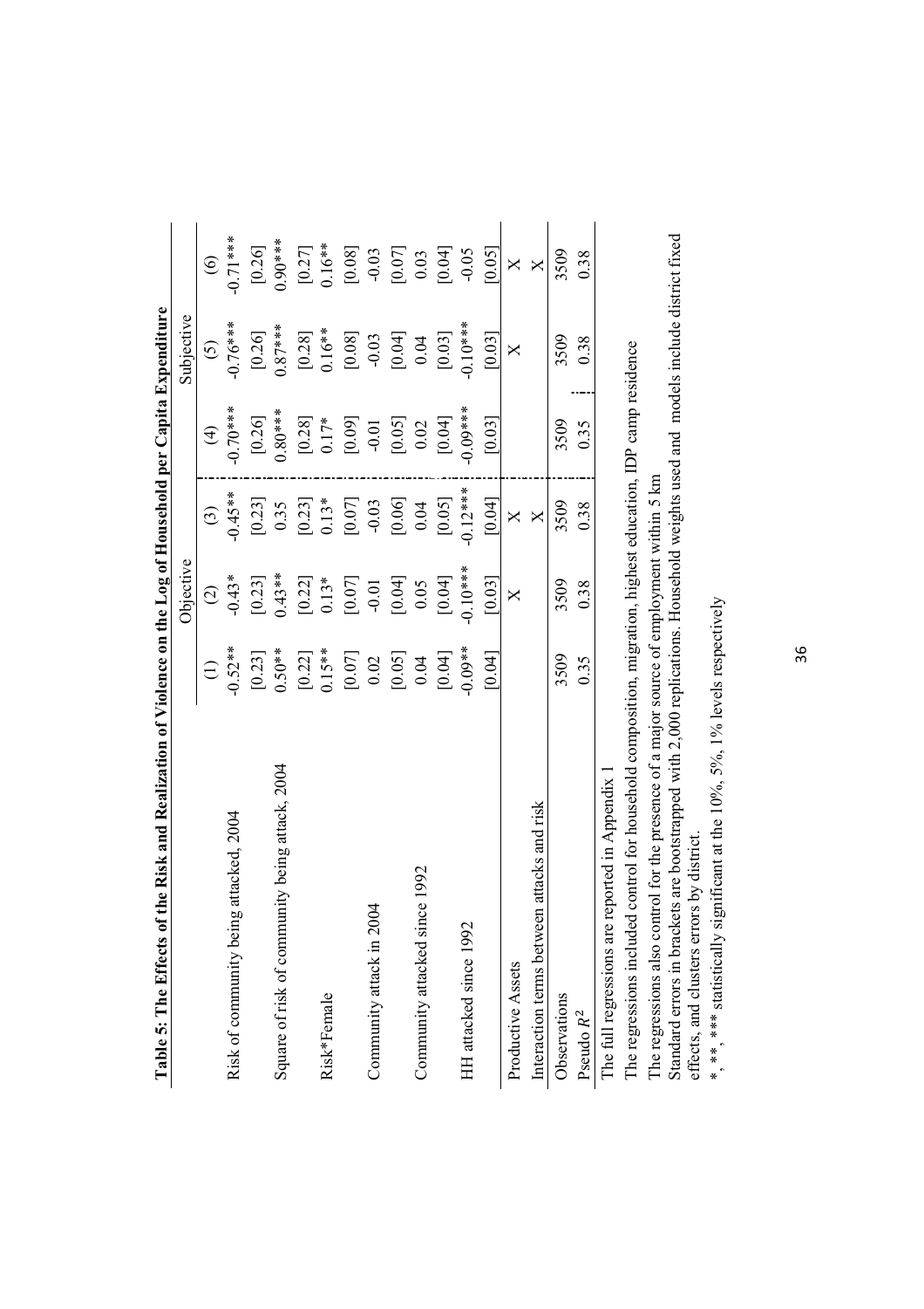**Table 5: The Effects of the Risk and Realization of Violence on the Log of Household per Capita Expenditure**

| | Objective | | | Subjective | | |
|---|---|---|---|---|---|---|
| | (1) | (2) | (3) | (4) | (5) | (6) |
| Risk of community being attacked, 2004 | -0.52** | -0.43* | -0.45** | -0.70*** | -0.76*** | -0.71*** |
| | [0.23] | [0.23] | [0.23] | [0.26] | [0.26] | [0.26] |
| Square of risk of community being attack, 2004 | 0.50** | 0.43** | 0.35 | 0.80*** | 0.87*** | 0.90*** |
| | [0.22] | [0.22] | [0.23] | [0.28] | [0.28] | [0.27] |
| Risk*Female | 0.15** | 0.13* | 0.13* | 0.17* | 0.16** | 0.16** |
| | [0.07] | [0.07] | [0.07] | [0.09] | [0.08] | [0.08] |
| Community attack in 2004 | 0.02 | -0.01 | -0.03 | -0.01 | -0.03 | -0.03 |
| | [0.05] | [0.04] | [0.06] | [0.05] | [0.04] | [0.07] |
| Community attacked since 1992 | 0.04 | 0.05 | 0.04 | 0.02 | 0.04 | 0.03 |
| | [0.04] | [0.04] | [0.05] | [0.04] | [0.03] | [0.04] |
| HH attacked since 1992 | -0.09** | -0.10*** | -0.12*** | -0.09*** | -0.10*** | -0.05 |
| | [0.04] | [0.03] | [0.04] | [0.03] | [0.03] | [0.05] |
| Productive Assets | | X | X | | X | X |
| Interaction terms between attacks and risk | | | X | | | X |
| Observations | 3509 | 3509 | 3509 | 3509 | 3509 | 3509 |
| Pseudo $R^2$ | 0.35 | 0.38 | 0.38 | 0.35 | 0.38 | 0.38 |

The full regressions are reported in Appendix 1

The regressions included control for household composition, migration, highest education, IDP camp residence

The regressions also control for the presence of a major source of employment within 5 km

Standard errors in brackets are bootstrapped with 2,000 replications. Household weights used and models include district fixed effects, and clusters errors by district.

*, **, *** statistically significant at the 10%, 5%, 1% levels respectively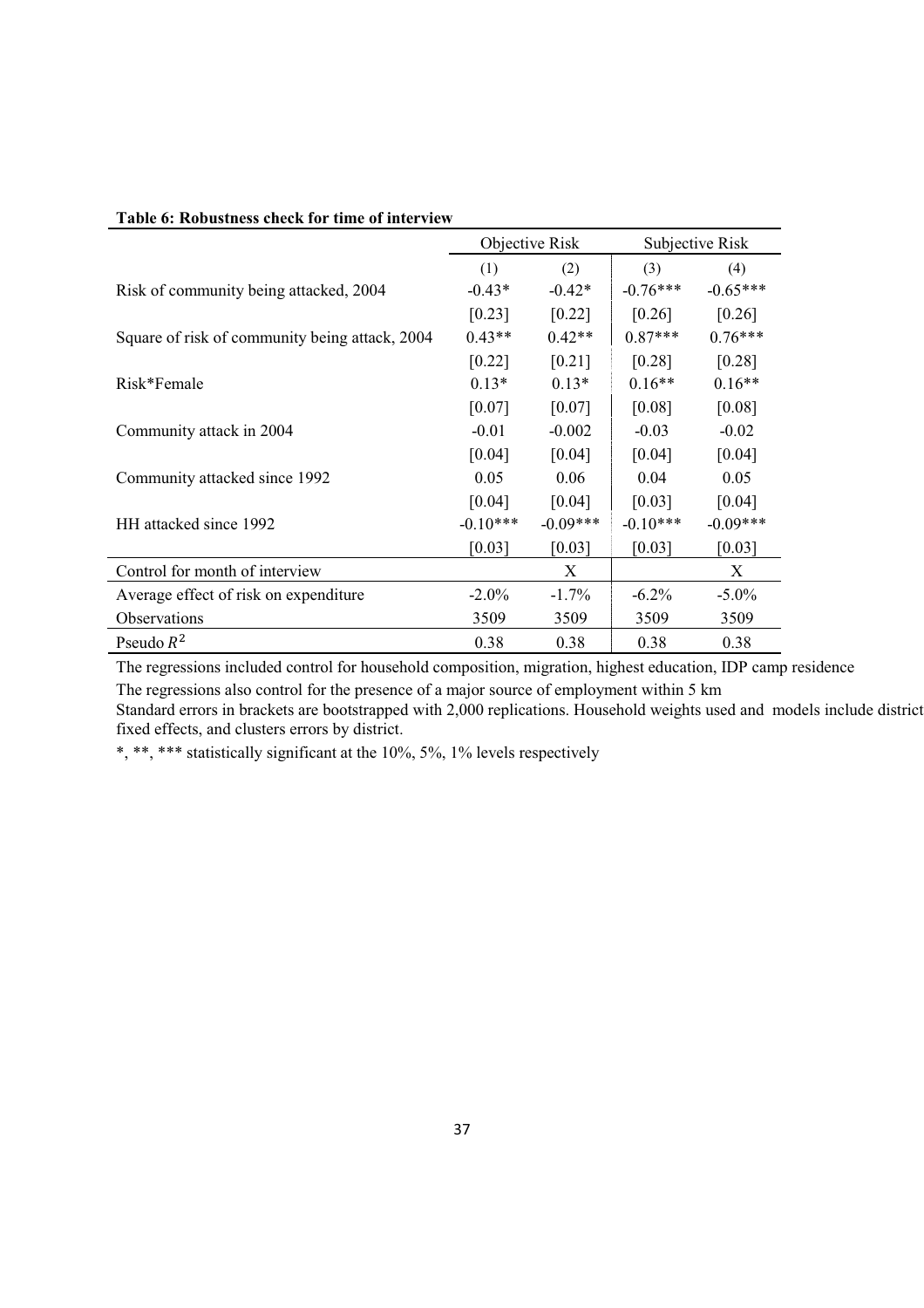**Table 6: Robustness check for time of interview**

| | Objective Risk | | Subjective Risk | |
|---|---|---|---|---|
| | (1) | (2) | (3) | (4) |
| Risk of community being attacked, 2004 | -0.43* | -0.42* | -0.76*** | -0.65*** |
| | [0.23] | [0.22] | [0.26] | [0.26] |
| Square of risk of community being attack, 2004 | 0.43** | 0.42** | 0.87*** | 0.76*** |
| | [0.22] | [0.21] | [0.28] | [0.28] |
| Risk*Female | 0.13* | 0.13* | 0.16** | 0.16** |
| | [0.07] | [0.07] | [0.08] | [0.08] |
| Community attack in 2004 | -0.01 | -0.002 | -0.03 | -0.02 |
| | [0.04] | [0.04] | [0.04] | [0.04] |
| Community attacked since 1992 | 0.05 | 0.06 | 0.04 | 0.05 |
| | [0.04] | [0.04] | [0.03] | [0.04] |
| HH attacked since 1992 | -0.10*** | -0.09*** | -0.10*** | -0.09*** |
| | [0.03] | [0.03] | [0.03] | [0.03] |
| Control for month of interview | | X | | X |
| Average effect of risk on expenditure | -2.0% | -1.7% | -6.2% | -5.0% |
| Observations | 3509 | 3509 | 3509 | 3509 |
| Pseudo $R^2$ | 0.38 | 0.38 | 0.38 | 0.38 |

The regressions included control for household composition, migration, highest education, IDP camp residence

The regressions also control for the presence of a major source of employment within 5 km

Standard errors in brackets are bootstrapped with 2,000 replications. Household weights used and models include district fixed effects, and clusters errors by district.

*, **, *** statistically significant at the 10%, 5%, 1% levels respectively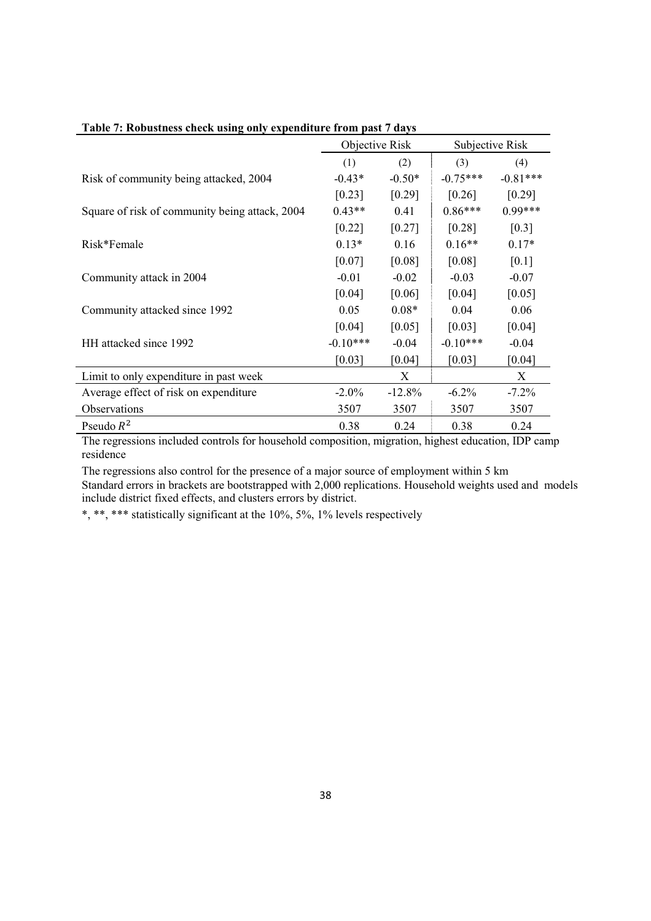**Table 7: Robustness check using only expenditure from past 7 days**

| | Objective Risk | | Subjective Risk | |
|---|---|---|---|---|
| | (1) | (2) | (3) | (4) |
| Risk of community being attacked, 2004 | -0.43* | -0.50* | -0.75*** | -0.81*** |
| | [0.23] | [0.29] | [0.26] | [0.29] |
| Square of risk of community being attack, 2004 | 0.43** | 0.41 | 0.86*** | 0.99*** |
| | [0.22] | [0.27] | [0.28] | [0.3] |
| Risk*Female | 0.13* | 0.16 | 0.16** | 0.17* |
| | [0.07] | [0.08] | [0.08] | [0.1] |
| Community attack in 2004 | -0.01 | -0.02 | -0.03 | -0.07 |
| | [0.04] | [0.06] | [0.04] | [0.05] |
| Community attacked since 1992 | 0.05 | 0.08* | 0.04 | 0.06 |
| | [0.04] | [0.05] | [0.03] | [0.04] |
| HH attacked since 1992 | -0.10*** | -0.04 | -0.10*** | -0.04 |
| | [0.03] | [0.04] | [0.03] | [0.04] |
| Limit to only expenditure in past week | | X | | X |
| Average effect of risk on expenditure | -2.0% | -12.8% | -6.2% | -7.2% |
| Observations | 3507 | 3507 | 3507 | 3507 |
| Pseudo $R^2$ | 0.38 | 0.24 | 0.38 | 0.24 |

The regressions included controls for household composition, migration, highest education, IDP camp residence

The regressions also control for the presence of a major source of employment within 5 km

Standard errors in brackets are bootstrapped with 2,000 replications. Household weights used and models include district fixed effects, and clusters errors by district.

*, **, *** statistically significant at the 10%, 5%, 1% levels respectively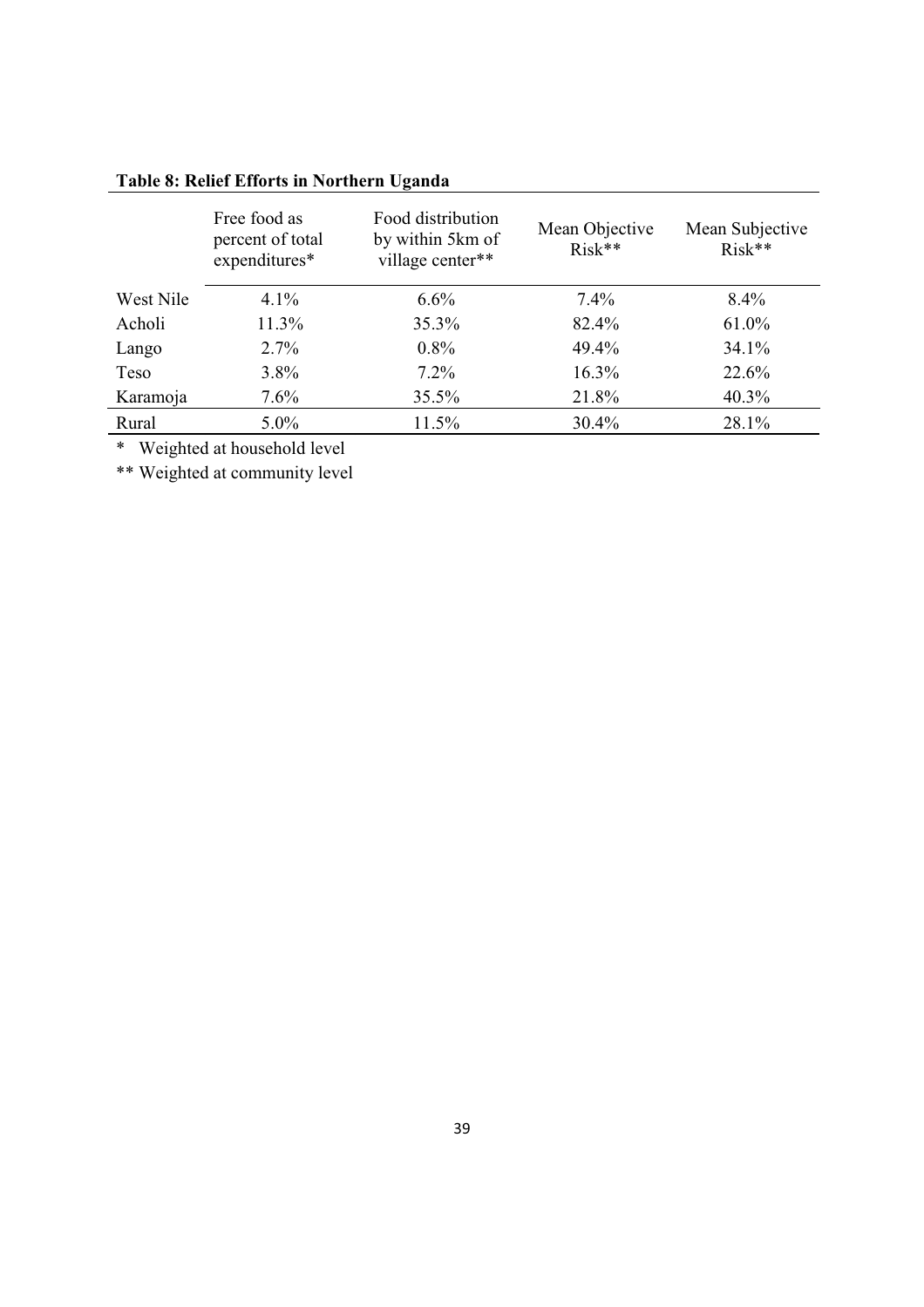**Table 8: Relief Efforts in Northern Uganda**

| | Free food as percent of total expenditures* | Food distribution by within 5km of village center** | Mean Objective Risk** | Mean Subjective Risk** |
|---|---|---|---|---|
| West Nile | 4.1% | 6.6% | 7.4% | 8.4% |
| Acholi | 11.3% | 35.3% | 82.4% | 61.0% |
| Lango | 2.7% | 0.8% | 49.4% | 34.1% |
| Teso | 3.8% | 7.2% | 16.3% | 22.6% |
| Karamoja | 7.6% | 35.5% | 21.8% | 40.3% |
| Rural | 5.0% | 11.5% | 30.4% | 28.1% |

\* Weighted at household level

** Weighted at community level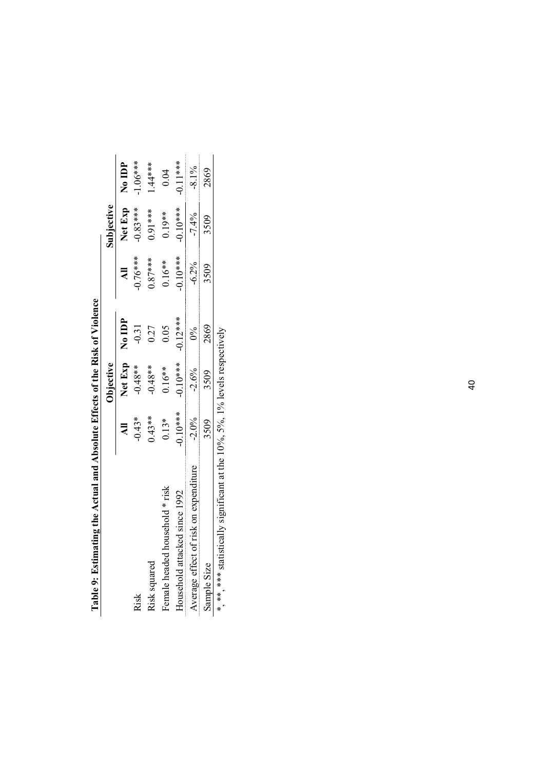**Table 9: Estimating the Actual and Absolute Effects of the Risk of Violence**

| | Objective | | | Subjective | | |
|---|---|---|---|---|---|---|
| | **All** | **Net Exp** | **No IDP** | **All** | **Net Exp** | **No IDP** |
| Risk | -0.43* | -0.48** | -0.31 | -0.76*** | -0.83*** | -1.06*** |
| Risk squared | 0.43** | -0.48** | 0.27 | 0.87*** | 0.91*** | 1.44*** |
| Female headed household * risk | 0.13* | 0.16** | 0.05 | 0.16** | 0.19** | 0.04 |
| Household attacked since 1992 | -0.10*** | -0.10*** | -0.12*** | -0.10*** | -0.10*** | -0.11*** |
| Average effect of risk on expenditure | -2.0% | -2.6% | 0% | -6.2% | -7.4% | -8.1% |
| Sample Size | 3509 | 3509 | 2869 | 3509 | 3509 | 2869 |

*, **, *** statistically significant at the 10%, 5%, 1% levels respectively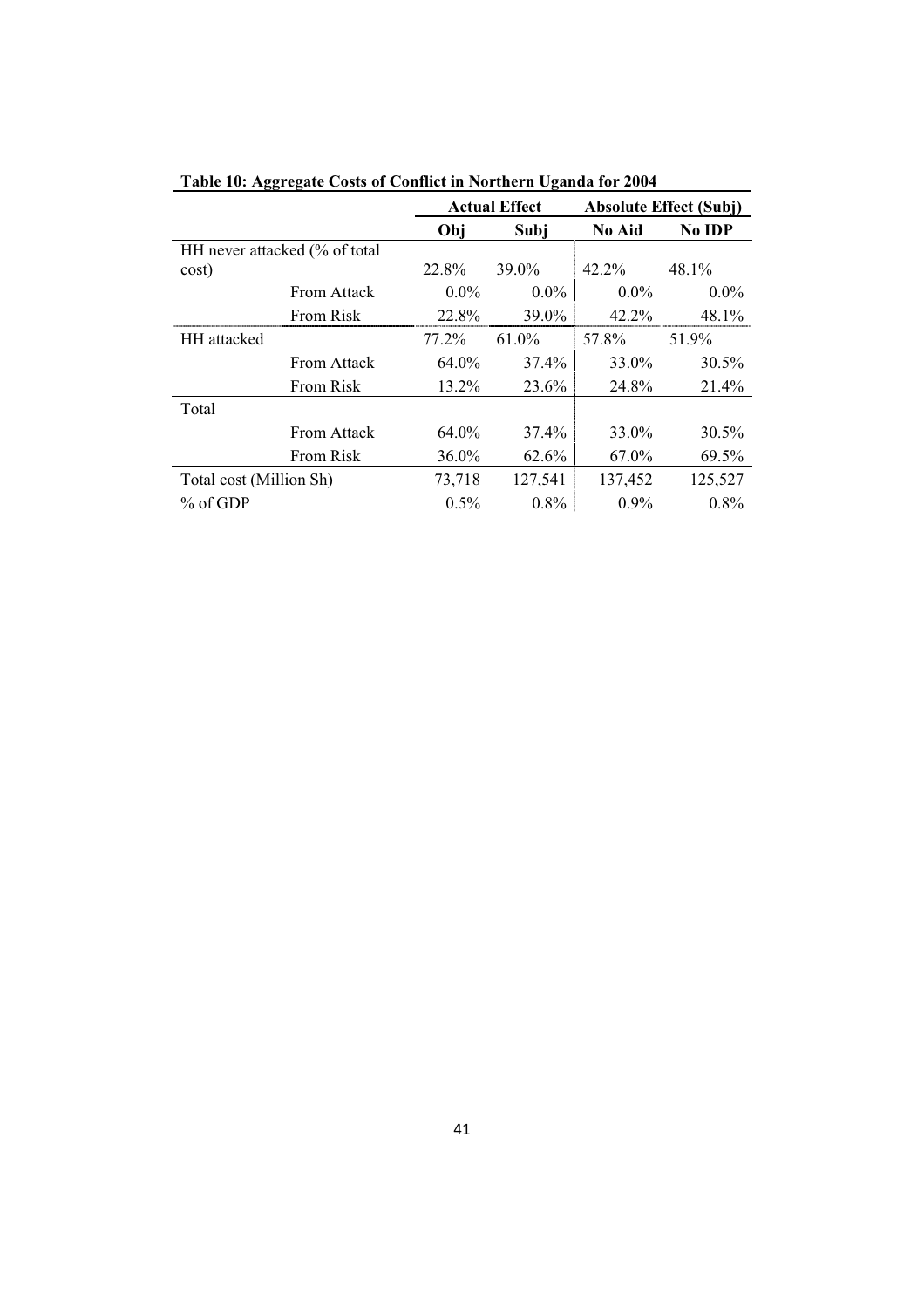**Table 10: Aggregate Costs of Conflict in Northern Uganda for 2004**

| | | Actual Effect | | Absolute Effect (Subj) | |
|---|---|---|---|---|---|
| | | Obj | Subj | No Aid | No IDP |
| HH never attacked (% of total cost) | | 22.8% | 39.0% | 42.2% | 48.1% |
| | From Attack | 0.0% | 0.0% | 0.0% | 0.0% |
| | From Risk | 22.8% | 39.0% | 42.2% | 48.1% |
| HH attacked | | 77.2% | 61.0% | 57.8% | 51.9% |
| | From Attack | 64.0% | 37.4% | 33.0% | 30.5% |
| | From Risk | 13.2% | 23.6% | 24.8% | 21.4% |
| Total | | | | | |
| | From Attack | 64.0% | 37.4% | 33.0% | 30.5% |
| | From Risk | 36.0% | 62.6% | 67.0% | 69.5% |
| Total cost (Million Sh) | | 73,718 | 127,541 | 137,452 | 125,527 |
| % of GDP | | 0.5% | 0.8% | 0.9% | 0.8% |